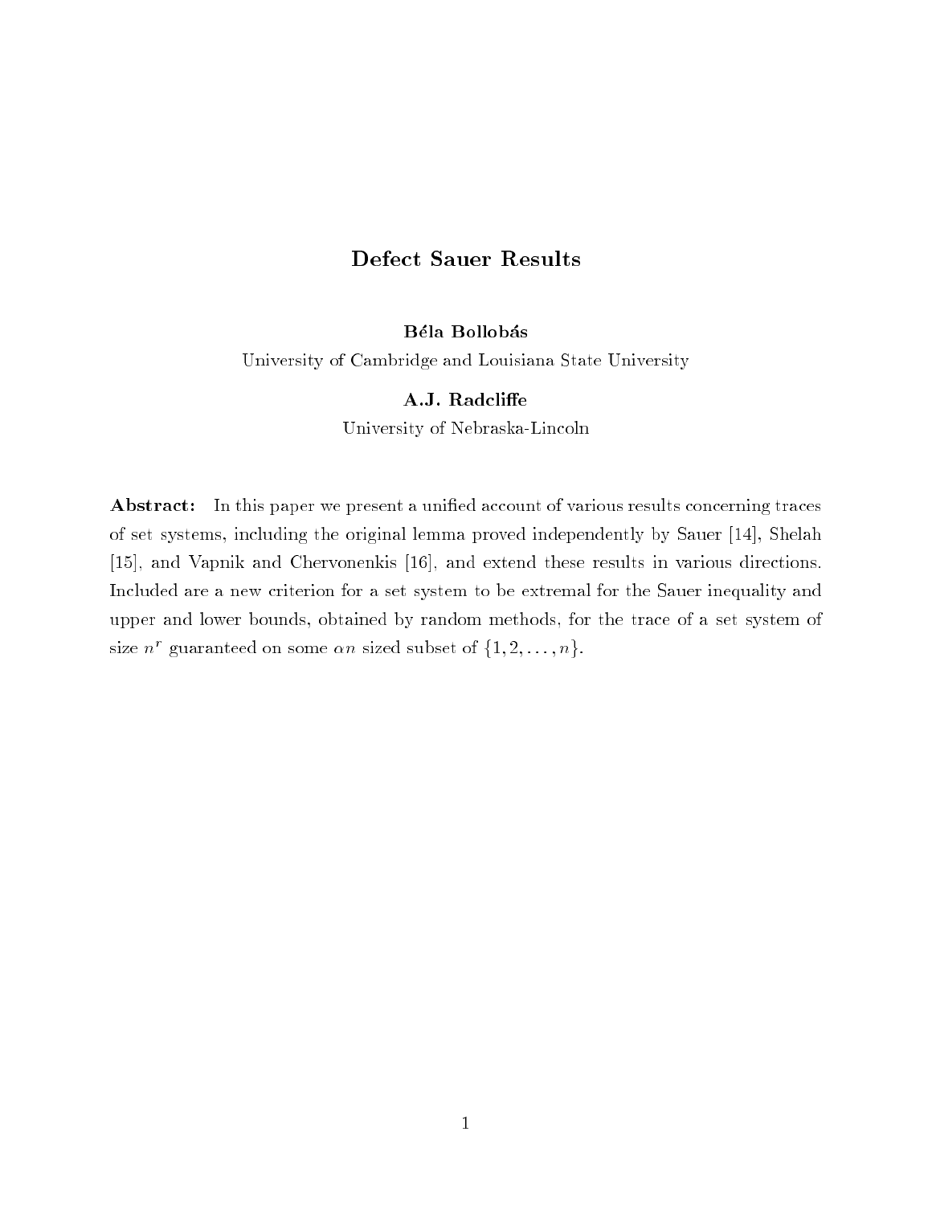# Defect Sauer Results

**Béla Bollobás**

University of Cambridge and Louisiana State University

**A.J. Radcliffe**

University of Nebraska-Lincoln

**Abstract:** In this paper we present a unified account of various results concerning traces of set systems, including the original lemma proved independently by Sauer [14], Shelah [15], and Vapnik and Chervonenkis [16], and extend these results in various directions. Included are a new criterion for a set system to be extremal for the Sauer inequality and upper and lower bounds, obtained by random methods, for the trace of a set system of size $n^r$ guaranteed on some $\alpha n$ sized subset of $\{1, 2, \ldots, n\}$.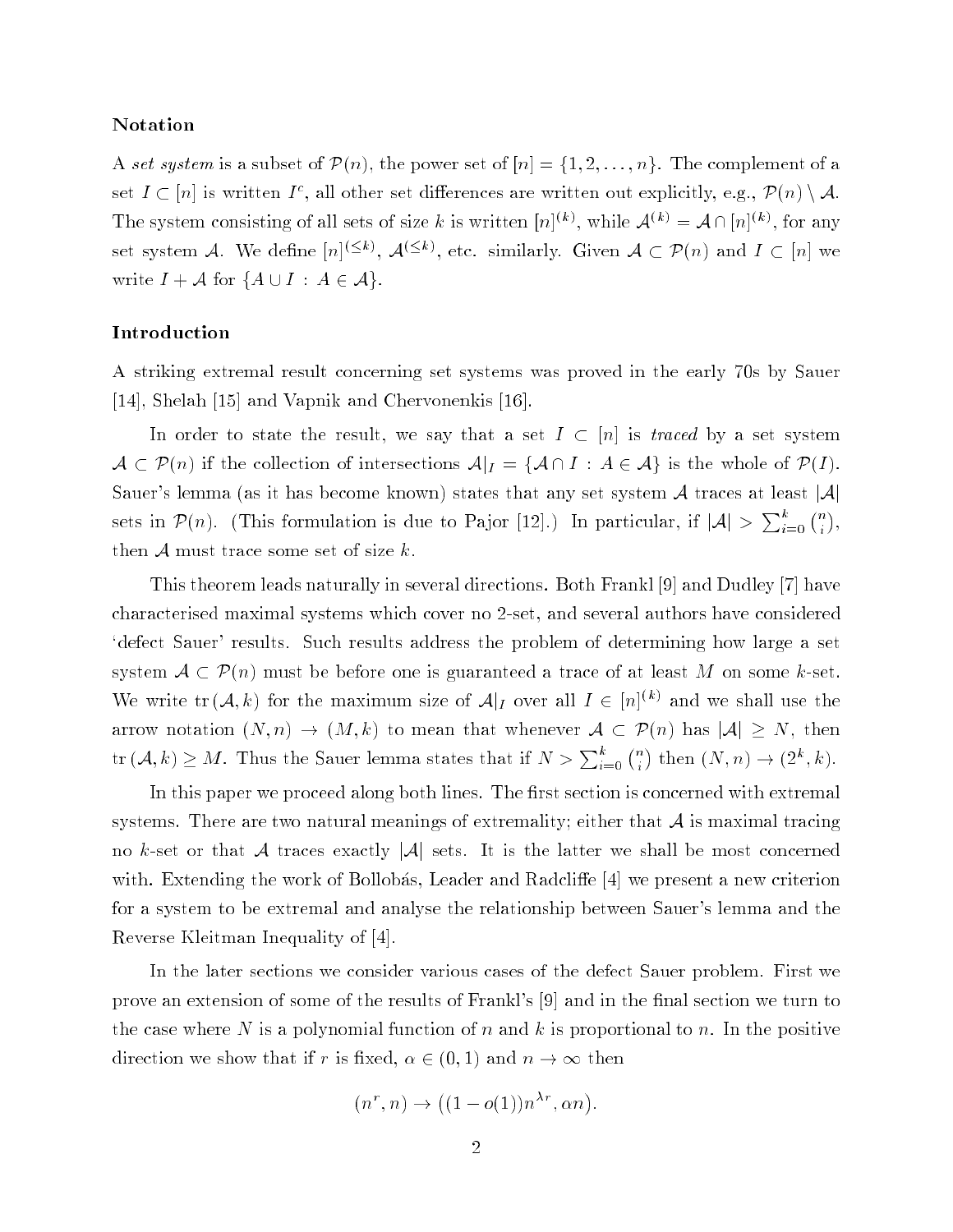### Notation

A *set system* is a subset of $\mathcal{P}(n)$, the power set of $[n] = \{1, 2, \ldots, n\}$. The complement of a set $I \subset [n]$ is written $I^c$, all other set differences are written out explicitly, e.g., $\mathcal{P}(n) \setminus \mathcal{A}$. The system consisting of all sets of size $k$ is written $[n]^{(k)}$, while $\mathcal{A}^{(k)} = \mathcal{A} \cap [n]^{(k)}$, for any set system $\mathcal{A}$. We define $[n]^{(\leq k)}$, $\mathcal{A}^{(\leq k)}$, etc. similarly. Given $\mathcal{A} \subset \mathcal{P}(n)$ and $I \subset [n]$ we write $I + \mathcal{A}$ for $\{A \cup I : A \in \mathcal{A}\}$.

### Introduction

A striking extremal result concerning set systems was proved in the early 70s by Sauer [14], Shelah [15] and Vapnik and Chervonenkis [16].

In order to state the result, we say that a set $I \subset [n]$ is *traced* by a set system $\mathcal{A} \subset \mathcal{P}(n)$ if the collection of intersections $\mathcal{A}|_I = \{\mathcal{A} \cap I : A \in \mathcal{A}\}$ is the whole of $\mathcal{P}(I)$. Sauer's lemma (as it has become known) states that any set system $\mathcal{A}$ traces at least $|\mathcal{A}|$ sets in $\mathcal{P}(n)$. (This formulation is due to Pajor [12].) In particular, if $|\mathcal{A}| > \sum_{i=0}^{k} \binom{n}{i}$, then $\mathcal{A}$ must trace some set of size $k$.

This theorem leads naturally in several directions. Both Frankl [9] and Dudley [7] have characterised maximal systems which cover no 2-set, and several authors have considered 'defect Sauer' results. Such results address the problem of determining how large a set system $\mathcal{A} \subset \mathcal{P}(n)$ must be before one is guaranteed a trace of at least $M$ on some $k$-set. We write $\mathrm{tr}\,(\mathcal{A}, k)$ for the maximum size of $\mathcal{A}|_I$ over all $I \in [n]^{(k)}$ and we shall use the arrow notation $(N, n) \to (M, k)$ to mean that whenever $\mathcal{A} \subset \mathcal{P}(n)$ has $|\mathcal{A}| \geq N$, then $\mathrm{tr}\,(\mathcal{A}, k) \geq M$. Thus the Sauer lemma states that if $N > \sum_{i=0}^{k} \binom{n}{i}$ then $(N, n) \to (2^k, k)$.

In this paper we proceed along both lines. The first section is concerned with extremal systems. There are two natural meanings of extremality; either that $\mathcal{A}$ is maximal tracing no $k$-set or that $\mathcal{A}$ traces exactly $|\mathcal{A}|$ sets. It is the latter we shall be most concerned with. Extending the work of Bollobás, Leader and Radcliffe [4] we present a new criterion for a system to be extremal and analyse the relationship between Sauer's lemma and the Reverse Kleitman Inequality of [4].

In the later sections we consider various cases of the defect Sauer problem. First we prove an extension of some of the results of Frankl's [9] and in the final section we turn to the case where $N$ is a polynomial function of $n$ and $k$ is proportional to $n$. In the positive direction we show that if $r$ is fixed, $\alpha \in (0, 1)$ and $n \to \infty$ then

$$(n^r, n) \to ((1 - o(1))n^{\lambda r}, \alpha n).$$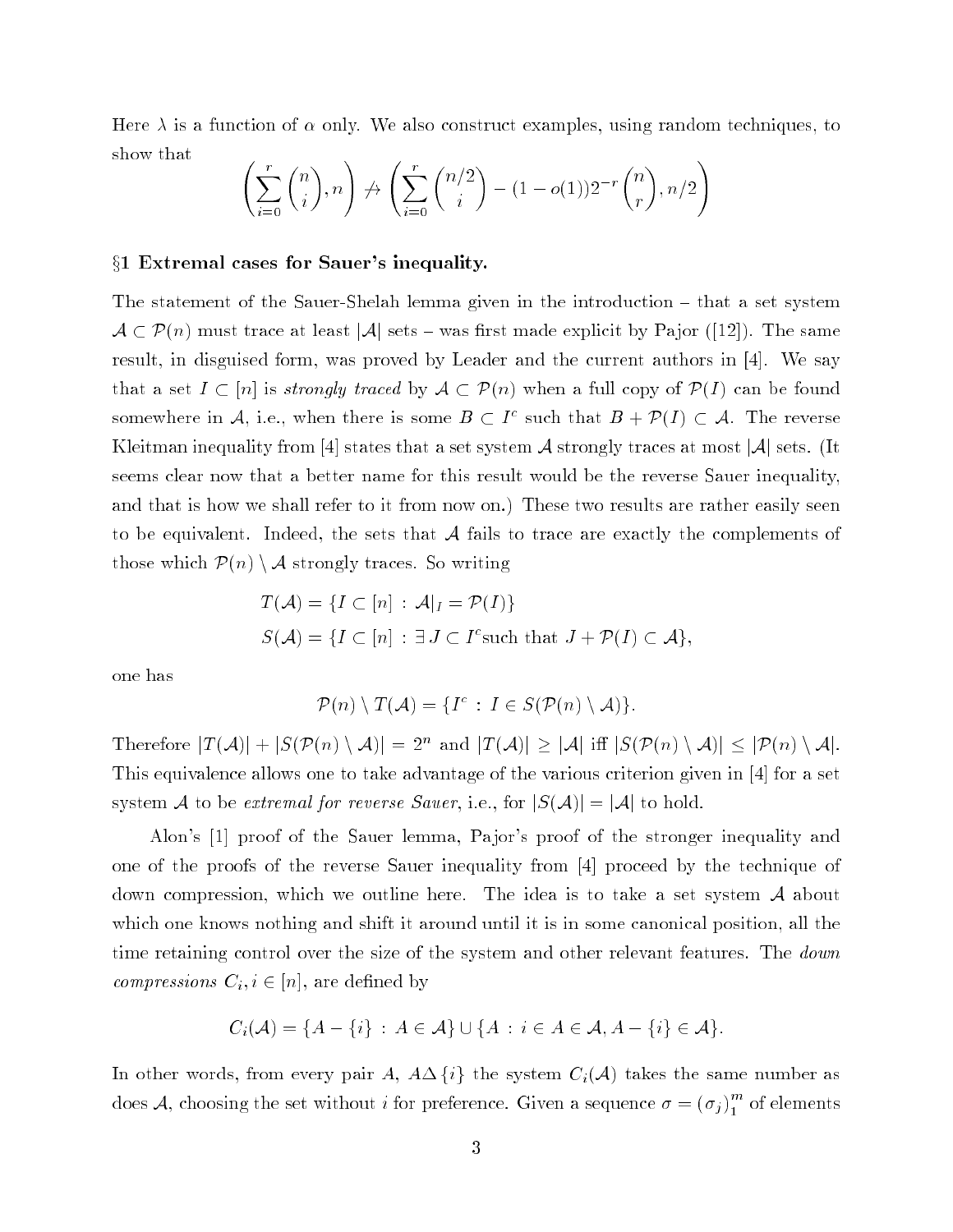Here $\lambda$ is a function of $\alpha$ only. We also construct examples, using random techniques, to show that

$$\left(\sum_{i=0}^{r}\binom{n}{i}, n\right) \not\to \left(\sum_{i=0}^{r}\binom{n/2}{i} - (1-o(1))2^{-r}\binom{n}{r}, n/2\right)$$

## §1 Extremal cases for Sauer's inequality.

The statement of the Sauer-Shelah lemma given in the introduction – that a set system $\mathcal{A} \subset \mathcal{P}(n)$ must trace at least $|\mathcal{A}|$ sets – was first made explicit by Pajor ([12]). The same result, in disguised form, was proved by Leader and the current authors in [4]. We say that a set $I \subset [n]$ is *strongly traced* by $\mathcal{A} \subset \mathcal{P}(n)$ when a full copy of $\mathcal{P}(I)$ can be found somewhere in $\mathcal{A}$, i.e., when there is some $B \subset I^c$ such that $B + \mathcal{P}(I) \subset \mathcal{A}$. The reverse Kleitman inequality from [4] states that a set system $\mathcal{A}$ strongly traces at most $|\mathcal{A}|$ sets. (It seems clear now that a better name for this result would be the reverse Sauer inequality, and that is how we shall refer to it from now on.) These two results are rather easily seen to be equivalent. Indeed, the sets that $\mathcal{A}$ fails to trace are exactly the complements of those which $\mathcal{P}(n) \setminus \mathcal{A}$ strongly traces. So writing

$$T(\mathcal{A}) = \{I \subset [n] \, : \, \mathcal{A}|_I = \mathcal{P}(I)\}$$
$$S(\mathcal{A}) = \{I \subset [n] \, : \, \exists\, J \subset I^c \text{such that } J + \mathcal{P}(I) \subset \mathcal{A}\},$$

one has

$$\mathcal{P}(n) \setminus T(\mathcal{A}) = \{I^c \, : \, I \in S(\mathcal{P}(n) \setminus \mathcal{A})\}.$$

Therefore $|T(\mathcal{A})| + |S(\mathcal{P}(n) \setminus \mathcal{A})| = 2^n$ and $|T(\mathcal{A})| \geq |\mathcal{A}|$ iff $|S(\mathcal{P}(n) \setminus \mathcal{A})| \leq |\mathcal{P}(n) \setminus \mathcal{A}|$. This equivalence allows one to take advantage of the various criterion given in [4] for a set system $\mathcal{A}$ to be *extremal for reverse Sauer*, i.e., for $|S(\mathcal{A})| = |\mathcal{A}|$ to hold.

Alon's [1] proof of the Sauer lemma, Pajor's proof of the stronger inequality and one of the proofs of the reverse Sauer inequality from [4] proceed by the technique of down compression, which we outline here. The idea is to take a set system $\mathcal{A}$ about which one knows nothing and shift it around until it is in some canonical position, all the time retaining control over the size of the system and other relevant features. The *down compressions* $C_i, i \in [n]$, are defined by

$$C_i(\mathcal{A}) = \{A - \{i\} \, : \, A \in \mathcal{A}\} \cup \{A \, : \, i \in A \in \mathcal{A}, A - \{i\} \in \mathcal{A}\}.$$

In other words, from every pair $A$, $A \Delta \{i\}$ the system $C_i(\mathcal{A})$ takes the same number as does $\mathcal{A}$, choosing the set without $i$ for preference. Given a sequence $\sigma = (\sigma_j)_1^m$ of elements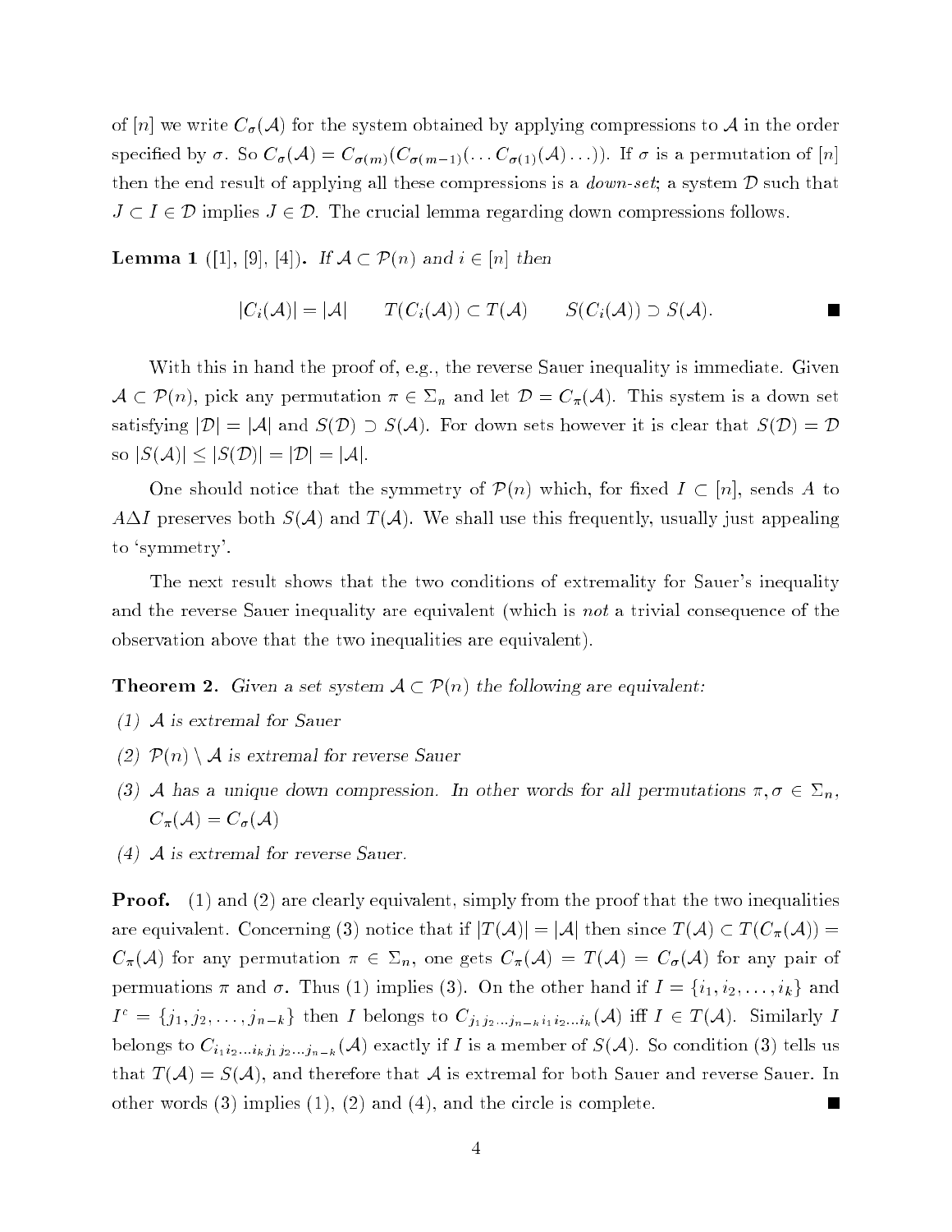of $[n]$ we write $C_\sigma(\mathcal{A})$ for the system obtained by applying compressions to $\mathcal{A}$ in the order specified by $\sigma$. So $C_\sigma(\mathcal{A}) = C_{\sigma(m)}(C_{\sigma(m-1)}(\ldots C_{\sigma(1)}(\mathcal{A})\ldots))$. If $\sigma$ is a permutation of $[n]$ then the end result of applying all these compressions is a *down-set*; a system $\mathcal{D}$ such that $J \subset I \in \mathcal{D}$ implies $J \in \mathcal{D}$. The crucial lemma regarding down compressions follows.

**Lemma 1** ([1], [9], [4]). *If $\mathcal{A} \subset \mathcal{P}(n)$ and $i \in [n]$ then*

$$|C_i(\mathcal{A})| = |\mathcal{A}| \qquad T(C_i(\mathcal{A})) \subset T(\mathcal{A}) \qquad S(C_i(\mathcal{A})) \supset S(\mathcal{A}). \qquad \blacksquare$$

With this in hand the proof of, e.g., the reverse Sauer inequality is immediate. Given $\mathcal{A} \subset \mathcal{P}(n)$, pick any permutation $\pi \in \Sigma_n$ and let $\mathcal{D} = C_\pi(\mathcal{A})$. This system is a down set satisfying $|\mathcal{D}| = |\mathcal{A}|$ and $S(\mathcal{D}) \supset S(\mathcal{A})$. For down sets however it is clear that $S(\mathcal{D}) = \mathcal{D}$ so $|S(\mathcal{A})| \leq |S(\mathcal{D})| = |\mathcal{D}| = |\mathcal{A}|$.

One should notice that the symmetry of $\mathcal{P}(n)$ which, for fixed $I \subset [n]$, sends $A$ to $A \Delta I$ preserves both $S(\mathcal{A})$ and $T(\mathcal{A})$. We shall use this frequently, usually just appealing to 'symmetry'.

The next result shows that the two conditions of extremality for Sauer's inequality and the reverse Sauer inequality are equivalent (which is *not* a trivial consequence of the observation above that the two inequalities are equivalent).

**Theorem 2.** *Given a set system $\mathcal{A} \subset \mathcal{P}(n)$ the following are equivalent:*

*(1) $\mathcal{A}$ is extremal for Sauer*

*(2) $\mathcal{P}(n) \setminus \mathcal{A}$ is extremal for reverse Sauer*

*(3) $\mathcal{A}$ has a unique down compression. In other words for all permutations $\pi, \sigma \in \Sigma_n$, $C_\pi(\mathcal{A}) = C_\sigma(\mathcal{A})$*

*(4) $\mathcal{A}$ is extremal for reverse Sauer.*

**Proof.** (1) and (2) are clearly equivalent, simply from the proof that the two inequalities are equivalent. Concerning (3) notice that if $|T(\mathcal{A})| = |\mathcal{A}|$ then since $T(\mathcal{A}) \subset T(C_\pi(\mathcal{A})) = C_\pi(\mathcal{A})$ for any permutation $\pi \in \Sigma_n$, one gets $C_\pi(\mathcal{A}) = T(\mathcal{A}) = C_\sigma(\mathcal{A})$ for any pair of permuations $\pi$ and $\sigma$. Thus (1) implies (3). On the other hand if $I = \{i_1, i_2, \ldots, i_k\}$ and $I^c = \{j_1, j_2, \ldots, j_{n-k}\}$ then $I$ belongs to $C_{j_1 j_2 \ldots j_{n-k} i_1 i_2 \ldots i_k}(\mathcal{A})$ iff $I \in T(\mathcal{A})$. Similarly $I$ belongs to $C_{i_1 i_2 \ldots i_k j_1 j_2 \ldots j_{n-k}}(\mathcal{A})$ exactly if $I$ is a member of $S(\mathcal{A})$. So condition (3) tells us that $T(\mathcal{A}) = S(\mathcal{A})$, and therefore that $\mathcal{A}$ is extremal for both Sauer and reverse Sauer. In other words (3) implies (1), (2) and (4), and the circle is complete. $\blacksquare$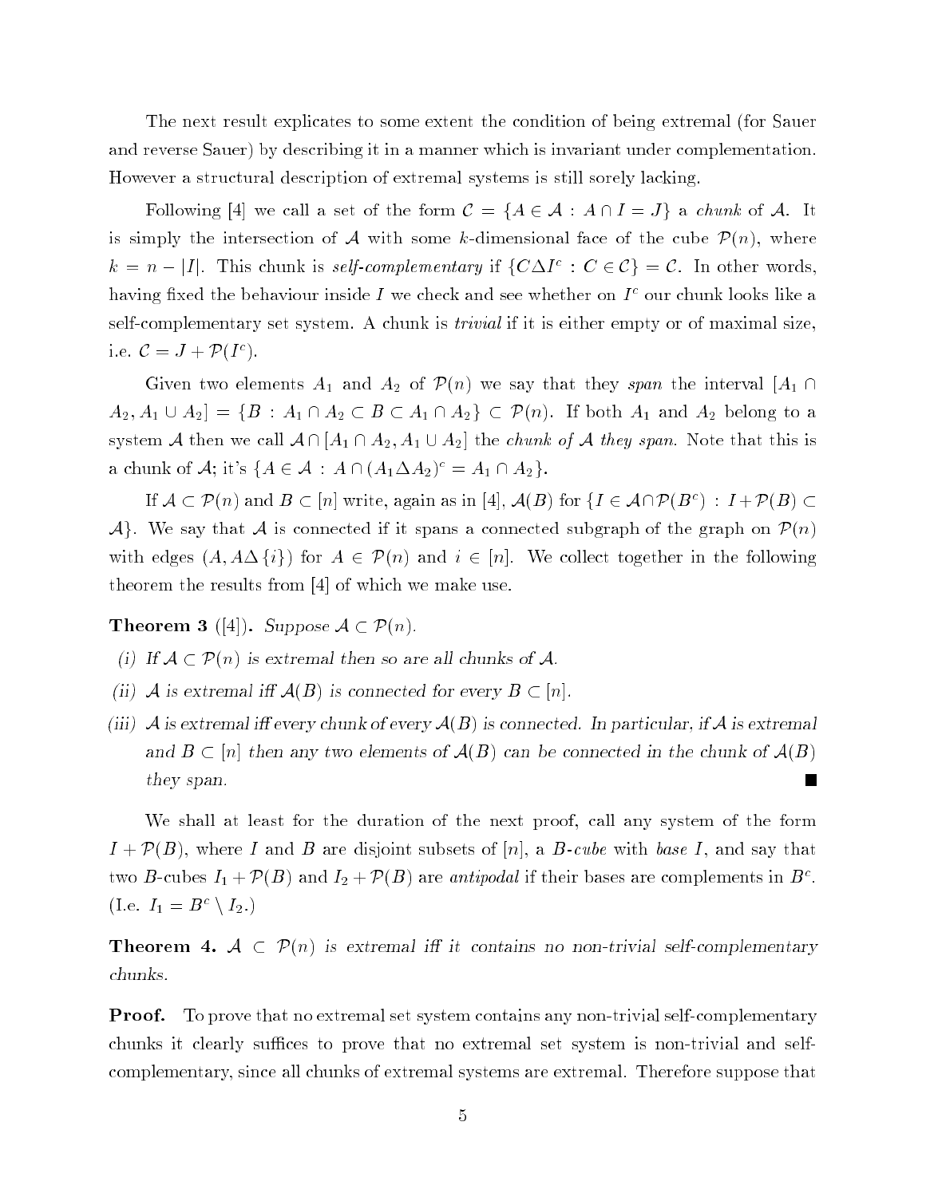The next result explicates to some extent the condition of being extremal (for Sauer and reverse Sauer) by describing it in a manner which is invariant under complementation. However a structural description of extremal systems is still sorely lacking.

Following [4] we call a set of the form $\mathcal{C} = \{A \in \mathcal{A} : A \cap I = J\}$ a *chunk* of $\mathcal{A}$. It is simply the intersection of $\mathcal{A}$ with some $k$-dimensional face of the cube $\mathcal{P}(n)$, where $k = n - |I|$. This chunk is *self-complementary* if $\{C \Delta I^c : C \in \mathcal{C}\} = \mathcal{C}$. In other words, having fixed the behaviour inside $I$ we check and see whether on $I^c$ our chunk looks like a self-complementary set system. A chunk is *trivial* if it is either empty or of maximal size, i.e. $\mathcal{C} = J + \mathcal{P}(I^c)$.

Given two elements $A_1$ and $A_2$ of $\mathcal{P}(n)$ we say that they *span* the interval $[A_1 \cap A_2, A_1 \cup A_2] = \{B : A_1 \cap A_2 \subset B \subset A_1 \cap A_2\} \subset \mathcal{P}(n)$. If both $A_1$ and $A_2$ belong to a system $\mathcal{A}$ then we call $\mathcal{A} \cap [A_1 \cap A_2, A_1 \cup A_2]$ the *chunk of $\mathcal{A}$ they span*. Note that this is a chunk of $\mathcal{A}$; it's $\{A \in \mathcal{A} : A \cap (A_1 \Delta A_2)^c = A_1 \cap A_2\}$.

If $\mathcal{A} \subset \mathcal{P}(n)$ and $B \subset [n]$ write, again as in [4], $\mathcal{A}(B)$ for $\{I \in \mathcal{A} \cap \mathcal{P}(B^c) : I + \mathcal{P}(B) \subset \mathcal{A}\}$. We say that $\mathcal{A}$ is connected if it spans a connected subgraph of the graph on $\mathcal{P}(n)$ with edges $(A, A\Delta\{i\})$ for $A \in \mathcal{P}(n)$ and $i \in [n]$. We collect together in the following theorem the results from [4] of which we make use.

**Theorem 3** ([4]). *Suppose $\mathcal{A} \subset \mathcal{P}(n)$.*

*(i) If $\mathcal{A} \subset \mathcal{P}(n)$ is extremal then so are all chunks of $\mathcal{A}$.*

*(ii) $\mathcal{A}$ is extremal iff $\mathcal{A}(B)$ is connected for every $B \subset [n]$.*

*(iii) $\mathcal{A}$ is extremal iff every chunk of every $\mathcal{A}(B)$ is connected. In particular, if $\mathcal{A}$ is extremal and $B \subset [n]$ then any two elements of $\mathcal{A}(B)$ can be connected in the chunk of $\mathcal{A}(B)$ they span.* ■

We shall at least for the duration of the next proof, call any system of the form $I + \mathcal{P}(B)$, where $I$ and $B$ are disjoint subsets of $[n]$, a *$B$-cube* with *base* $I$, and say that two $B$-cubes $I_1 + \mathcal{P}(B)$ and $I_2 + \mathcal{P}(B)$ are *antipodal* if their bases are complements in $B^c$. (I.e. $I_1 = B^c \setminus I_2$.)

**Theorem 4.** *$\mathcal{A} \subset \mathcal{P}(n)$ is extremal iff it contains no non-trivial self-complementary chunks.*

**Proof.** To prove that no extremal set system contains any non-trivial self-complementary chunks it clearly suffices to prove that no extremal set system is non-trivial and self-complementary, since all chunks of extremal systems are extremal. Therefore suppose that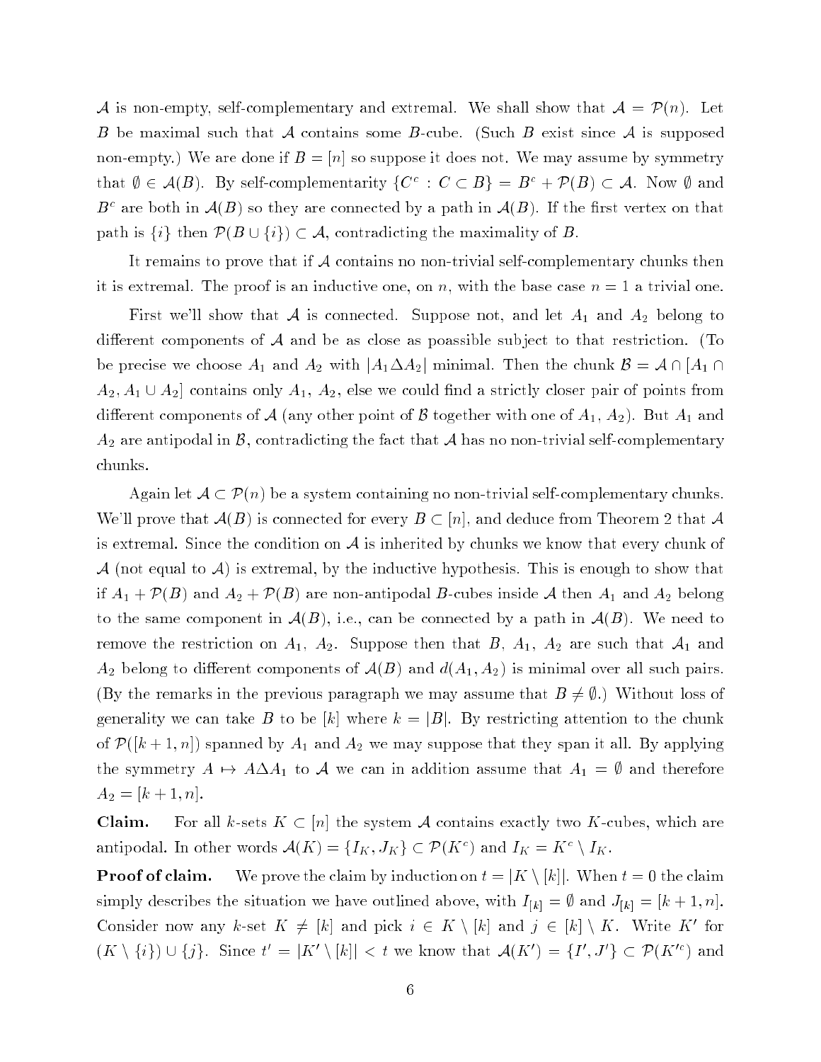$\mathcal{A}$ is non-empty, self-complementary and extremal. We shall show that $\mathcal{A} = \mathcal{P}(n)$. Let $B$ be maximal such that $\mathcal{A}$ contains some $B$-cube. (Such $B$ exist since $\mathcal{A}$ is supposed non-empty.) We are done if $B = [n]$ so suppose it does not. We may assume by symmetry that $\emptyset \in \mathcal{A}(B)$. By self-complementarity $\{C^c : C \subset B\} = B^c + \mathcal{P}(B) \subset \mathcal{A}$. Now $\emptyset$ and $B^c$ are both in $\mathcal{A}(B)$ so they are connected by a path in $\mathcal{A}(B)$. If the first vertex on that path is $\{i\}$ then $\mathcal{P}(B \cup \{i\}) \subset \mathcal{A}$, contradicting the maximality of $B$.

It remains to prove that if $\mathcal{A}$ contains no non-trivial self-complementary chunks then it is extremal. The proof is an inductive one, on $n$, with the base case $n = 1$ a trivial one.

First we'll show that $\mathcal{A}$ is connected. Suppose not, and let $A_1$ and $A_2$ belong to different components of $\mathcal{A}$ and be as close as poassible subject to that restriction. (To be precise we choose $A_1$ and $A_2$ with $|A_1 \Delta A_2|$ minimal. Then the chunk $\mathcal{B} = \mathcal{A} \cap [A_1 \cap A_2, A_1 \cup A_2]$ contains only $A_1$, $A_2$, else we could find a strictly closer pair of points from different components of $\mathcal{A}$ (any other point of $\mathcal{B}$ together with one of $A_1$, $A_2$). But $A_1$ and $A_2$ are antipodal in $\mathcal{B}$, contradicting the fact that $\mathcal{A}$ has no non-trivial self-complementary chunks.

Again let $\mathcal{A} \subset \mathcal{P}(n)$ be a system containing no non-trivial self-complementary chunks. We'll prove that $\mathcal{A}(B)$ is connected for every $B \subset [n]$, and deduce from Theorem 2 that $\mathcal{A}$ is extremal. Since the condition on $\mathcal{A}$ is inherited by chunks we know that every chunk of $\mathcal{A}$ (not equal to $\mathcal{A}$) is extremal, by the inductive hypothesis. This is enough to show that if $A_1 + \mathcal{P}(B)$ and $A_2 + \mathcal{P}(B)$ are non-antipodal $B$-cubes inside $\mathcal{A}$ then $A_1$ and $A_2$ belong to the same component in $\mathcal{A}(B)$, i.e., can be connected by a path in $\mathcal{A}(B)$. We need to remove the restriction on $A_1$, $A_2$. Suppose then that $B$, $A_1$, $A_2$ are such that $\mathcal{A}_1$ and $A_2$ belong to different components of $\mathcal{A}(B)$ and $d(A_1, A_2)$ is minimal over all such pairs. (By the remarks in the previous paragraph we may assume that $B \neq \emptyset$.) Without loss of generality we can take $B$ to be $[k]$ where $k = |B|$. By restricting attention to the chunk of $\mathcal{P}([k+1, n])$ spanned by $A_1$ and $A_2$ we may suppose that they span it all. By applying the symmetry $A \mapsto A \Delta A_1$ to $\mathcal{A}$ we can in addition assume that $A_1 = \emptyset$ and therefore $A_2 = [k+1, n]$.

**Claim.** For all $k$-sets $K \subset [n]$ the system $\mathcal{A}$ contains exactly two $K$-cubes, which are antipodal. In other words $\mathcal{A}(K) = \{I_K, J_K\} \subset \mathcal{P}(K^c)$ and $I_K = K^c \setminus I_K$.

**Proof of claim.** We prove the claim by induction on $t = |K \setminus [k]|$. When $t = 0$ the claim simply describes the situation we have outlined above, with $I_{[k]} = \emptyset$ and $J_{[k]} = [k+1, n]$. Consider now any $k$-set $K \neq [k]$ and pick $i \in K \setminus [k]$ and $j \in [k] \setminus K$. Write $K'$ for $(K \setminus \{i\}) \cup \{j\}$. Since $t' = |K' \setminus [k]| < t$ we know that $\mathcal{A}(K') = \{I', J'\} \subset \mathcal{P}(K'^c)$ and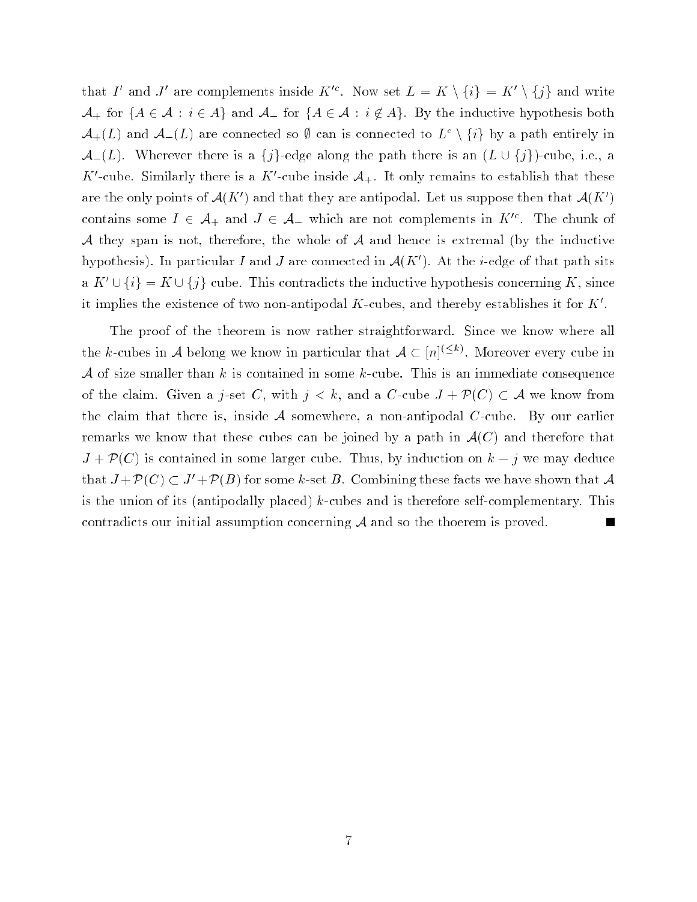that $I'$ and $J'$ are complements inside $K'^c$. Now set $L = K \setminus \{i\} = K' \setminus \{j\}$ and write $\mathcal{A}_+$ for $\{A \in \mathcal{A} : i \in A\}$ and $\mathcal{A}_-$ for $\{A \in \mathcal{A} : i \notin A\}$. By the inductive hypothesis both $\mathcal{A}_+(L)$ and $\mathcal{A}_-(L)$ are connected so $\emptyset$ can is connected to $L^c \setminus \{i\}$ by a path entirely in $\mathcal{A}_-(L)$. Wherever there is a $\{j\}$-edge along the path there is an $(L \cup \{j\})$-cube, i.e., a $K'$-cube. Similarly there is a $K'$-cube inside $\mathcal{A}_+$. It only remains to establish that these are the only points of $\mathcal{A}(K')$ and that they are antipodal. Let us suppose then that $\mathcal{A}(K')$ contains some $I \in \mathcal{A}_+$ and $J \in \mathcal{A}_-$ which are not complements in $K'^c$. The chunk of $\mathcal{A}$ they span is not, therefore, the whole of $\mathcal{A}$ and hence is extremal (by the inductive hypothesis). In particular $I$ and $J$ are connected in $\mathcal{A}(K')$. At the $i$-edge of that path sits a $K' \cup \{i\} = K \cup \{j\}$ cube. This contradicts the inductive hypothesis concerning $K$, since it implies the existence of two non-antipodal $K$-cubes, and thereby establishes it for $K'$.

The proof of the theorem is now rather straightforward. Since we know where all the $k$-cubes in $\mathcal{A}$ belong we know in particular that $\mathcal{A} \subset [n]^{(\leq k)}$. Moreover every cube in $\mathcal{A}$ of size smaller than $k$ is contained in some $k$-cube. This is an immediate consequence of the claim. Given a $j$-set $C$, with $j < k$, and a $C$-cube $J + \mathcal{P}(C) \subset \mathcal{A}$ we know from the claim that there is, inside $\mathcal{A}$ somewhere, a non-antipodal $C$-cube. By our earlier remarks we know that these cubes can be joined by a path in $\mathcal{A}(C)$ and therefore that $J + \mathcal{P}(C)$ is contained in some larger cube. Thus, by induction on $k - j$ we may deduce that $J + \mathcal{P}(C) \subset J' + \mathcal{P}(B)$ for some $k$-set $B$. Combining these facts we have shown that $\mathcal{A}$ is the union of its (antipodally placed) $k$-cubes and is therefore self-complementary. This contradicts our initial assumption concerning $\mathcal{A}$ and so the thoerem is proved. ∎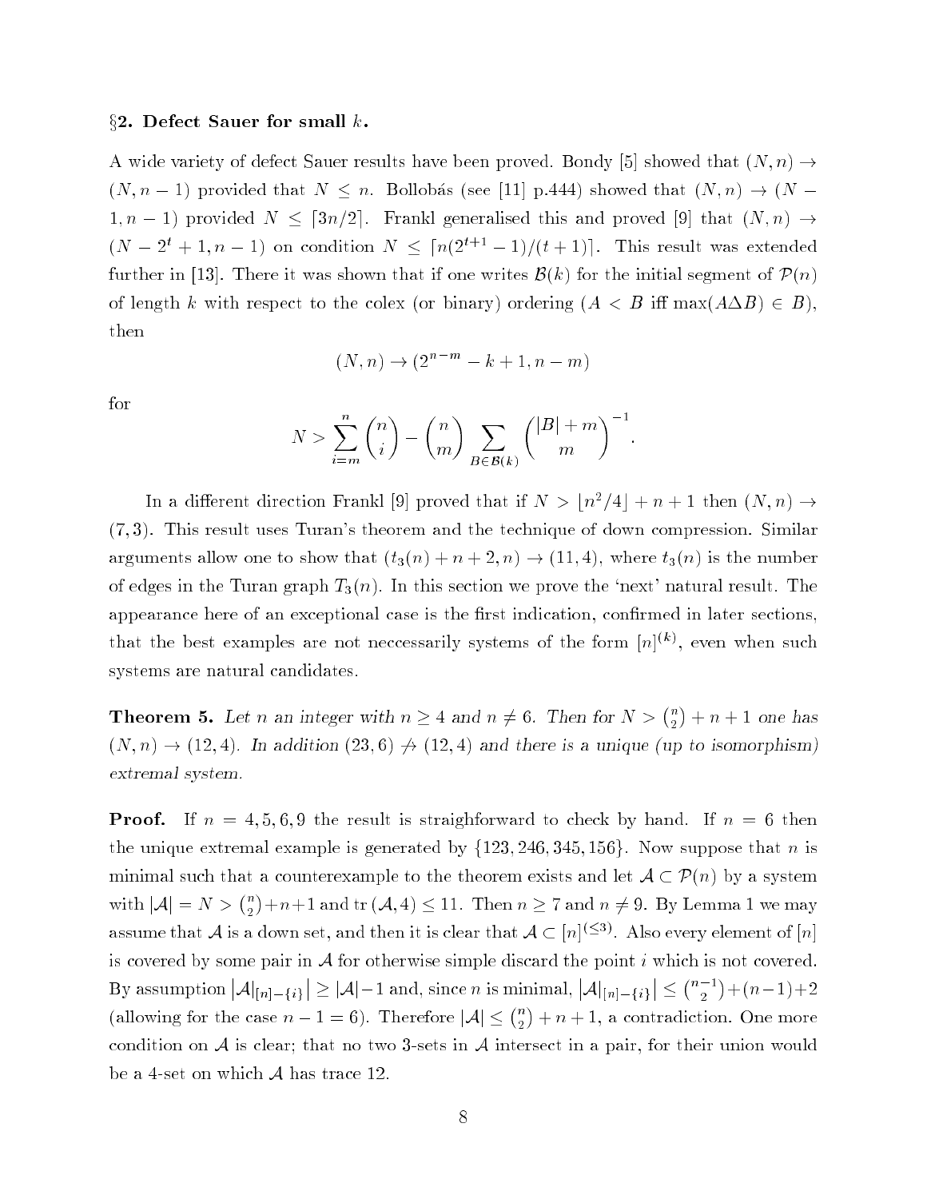## §2. Defect Sauer for small $k$.

A wide variety of defect Sauer results have been proved. Bondy [5] showed that $(N, n) \to (N, n-1)$ provided that $N \le n$. Bollobás (see [11] p.444) showed that $(N, n) \to (N-1, n-1)$ provided $N \le \lceil 3n/2 \rceil$. Frankl generalised this and proved [9] that $(N, n) \to (N - 2^t + 1, n-1)$ on condition $N \le \lceil n(2^{t+1} - 1)/(t+1) \rceil$. This result was extended further in [13]. There it was shown that if one writes $\mathcal{B}(k)$ for the initial segment of $\mathcal{P}(n)$ of length $k$ with respect to the colex (or binary) ordering ($A < B$ iff $\max(A \Delta B) \in B$), then

$$(N, n) \to (2^{n-m} - k + 1, n - m)$$

for

$$N > \sum_{i=m}^{n} \binom{n}{i} - \binom{n}{m} \sum_{B \in \mathcal{B}(k)} \binom{|B| + m}{m}^{-1}.$$

In a different direction Frankl [9] proved that if $N > \lfloor n^2/4 \rfloor + n + 1$ then $(N, n) \to (7, 3)$. This result uses Turan's theorem and the technique of down compression. Similar arguments allow one to show that $(t_3(n) + n + 2, n) \to (11, 4)$, where $t_3(n)$ is the number of edges in the Turan graph $T_3(n)$. In this section we prove the 'next' natural result. The appearance here of an exceptional case is the first indication, confirmed in later sections, that the best examples are not neccessarily systems of the form $[n]^{(k)}$, even when such systems are natural candidates.

**Theorem 5.** *Let $n$ an integer with $n \ge 4$ and $n \ne 6$. Then for $N > \binom{n}{2} + n + 1$ one has $(N, n) \to (12, 4)$. In addition $(23, 6) \not\to (12, 4)$ and there is a unique (up to isomorphism) extremal system.*

**Proof.** If $n = 4, 5, 6, 9$ the result is straighforward to check by hand. If $n = 6$ then the unique extremal example is generated by $\{123, 246, 345, 156\}$. Now suppose that $n$ is minimal such that a counterexample to the theorem exists and let $\mathcal{A} \subset \mathcal{P}(n)$ by a system with $|\mathcal{A}| = N > \binom{n}{2} + n + 1$ and $\mathrm{tr}\,(\mathcal{A}, 4) \le 11$. Then $n \ge 7$ and $n \ne 9$. By Lemma 1 we may assume that $\mathcal{A}$ is a down set, and then it is clear that $\mathcal{A} \subset [n]^{(\le 3)}$. Also every element of $[n]$ is covered by some pair in $\mathcal{A}$ for otherwise simple discard the point $i$ which is not covered. By assumption $\left|\mathcal{A}|_{[n]-\{i\}}\right| \ge |\mathcal{A}| - 1$ and, since $n$ is minimal, $\left|\mathcal{A}|_{[n]-\{i\}}\right| \le \binom{n-1}{2} + (n-1) + 2$ (allowing for the case $n - 1 = 6$). Therefore $|\mathcal{A}| \le \binom{n}{2} + n + 1$, a contradiction. One more condition on $\mathcal{A}$ is clear; that no two 3-sets in $\mathcal{A}$ intersect in a pair, for their union would be a 4-set on which $\mathcal{A}$ has trace 12.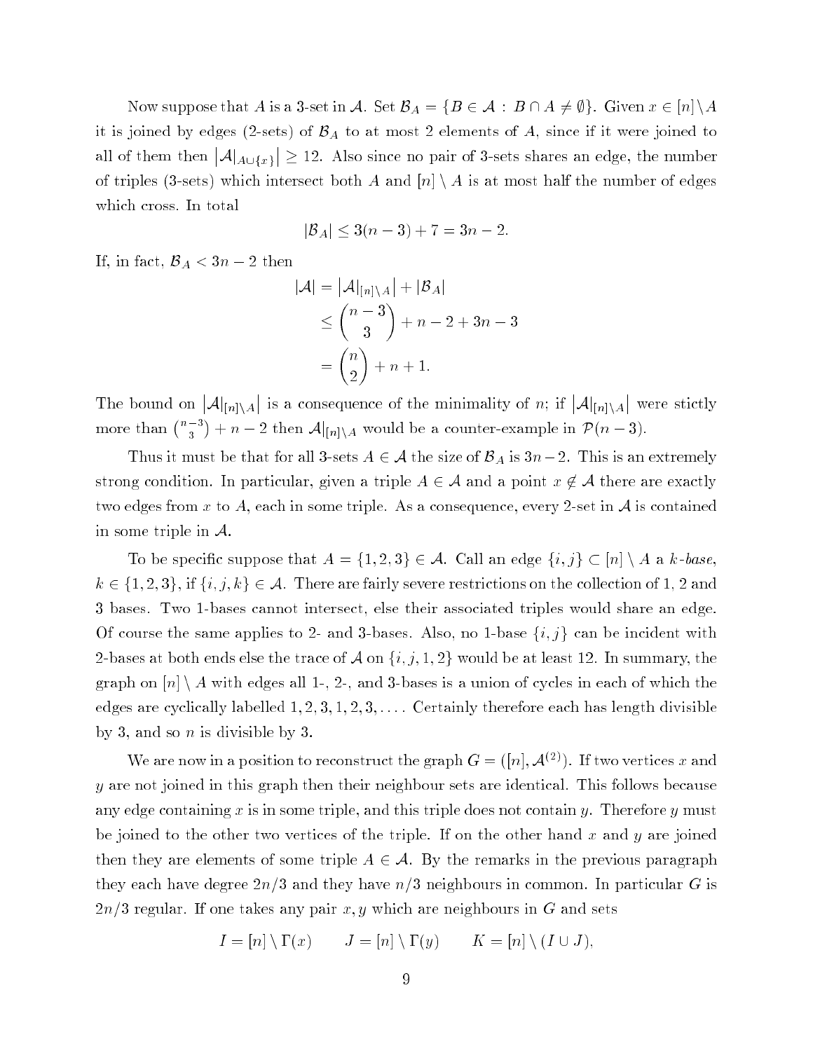Now suppose that $A$ is a 3-set in $\mathcal{A}$. Set $\mathcal{B}_A = \{B \in \mathcal{A} : B \cap A \neq \emptyset\}$. Given $x \in [n] \setminus A$ it is joined by edges (2-sets) of $\mathcal{B}_A$ to at most 2 elements of $A$, since if it were joined to all of them then $\left|\mathcal{A}|_{A \cup \{x\}}\right| \geq 12$. Also since no pair of 3-sets shares an edge, the number of triples (3-sets) which intersect both $A$ and $[n] \setminus A$ is at most half the number of edges which cross. In total

$$|\mathcal{B}_A| \leq 3(n-3) + 7 = 3n - 2.$$

If, in fact, $\mathcal{B}_A < 3n - 2$ then

$$\begin{aligned}
|\mathcal{A}| &= \left|\mathcal{A}|_{[n]\setminus A}\right| + |\mathcal{B}_A| \\
&\leq \binom{n-3}{3} + n - 2 + 3n - 3 \\
&= \binom{n}{2} + n + 1.
\end{aligned}$$

The bound on $\left|\mathcal{A}|_{[n]\setminus A}\right|$ is a consequence of the minimality of $n$; if $\left|\mathcal{A}|_{[n]\setminus A}\right|$ were stictly more than $\binom{n-3}{3} + n - 2$ then $\mathcal{A}|_{[n]\setminus A}$ would be a counter-example in $\mathcal{P}(n-3)$.

Thus it must be that for all 3-sets $A \in \mathcal{A}$ the size of $\mathcal{B}_A$ is $3n - 2$. This is an extremely strong condition. In particular, given a triple $A \in \mathcal{A}$ and a point $x \notin \mathcal{A}$ there are exactly two edges from $x$ to $A$, each in some triple. As a consequence, every 2-set in $\mathcal{A}$ is contained in some triple in $\mathcal{A}$.

To be specific suppose that $A = \{1, 2, 3\} \in \mathcal{A}$. Call an edge $\{i, j\} \subset [n] \setminus A$ a $k$-*base*, $k \in \{1, 2, 3\}$, if $\{i, j, k\} \in \mathcal{A}$. There are fairly severe restrictions on the collection of 1, 2 and 3 bases. Two 1-bases cannot intersect, else their associated triples would share an edge. Of course the same applies to 2- and 3-bases. Also, no 1-base $\{i, j\}$ can be incident with 2-bases at both ends else the trace of $\mathcal{A}$ on $\{i, j, 1, 2\}$ would be at least 12. In summary, the graph on $[n] \setminus A$ with edges all 1-, 2-, and 3-bases is a union of cycles in each of which the edges are cyclically labelled $1, 2, 3, 1, 2, 3, \ldots$. Certainly therefore each has length divisible by 3, and so $n$ is divisible by 3.

We are now in a position to reconstruct the graph $G = ([n], \mathcal{A}^{(2)})$. If two vertices $x$ and $y$ are not joined in this graph then their neighbour sets are identical. This follows because any edge containing $x$ is in some triple, and this triple does not contain $y$. Therefore $y$ must be joined to the other two vertices of the triple. If on the other hand $x$ and $y$ are joined then they are elements of some triple $A \in \mathcal{A}$. By the remarks in the previous paragraph they each have degree $2n/3$ and they have $n/3$ neighbours in common. In particular $G$ is $2n/3$ regular. If one takes any pair $x, y$ which are neighbours in $G$ and sets

$$I = [n] \setminus \Gamma(x) \qquad J = [n] \setminus \Gamma(y) \qquad K = [n] \setminus (I \cup J),$$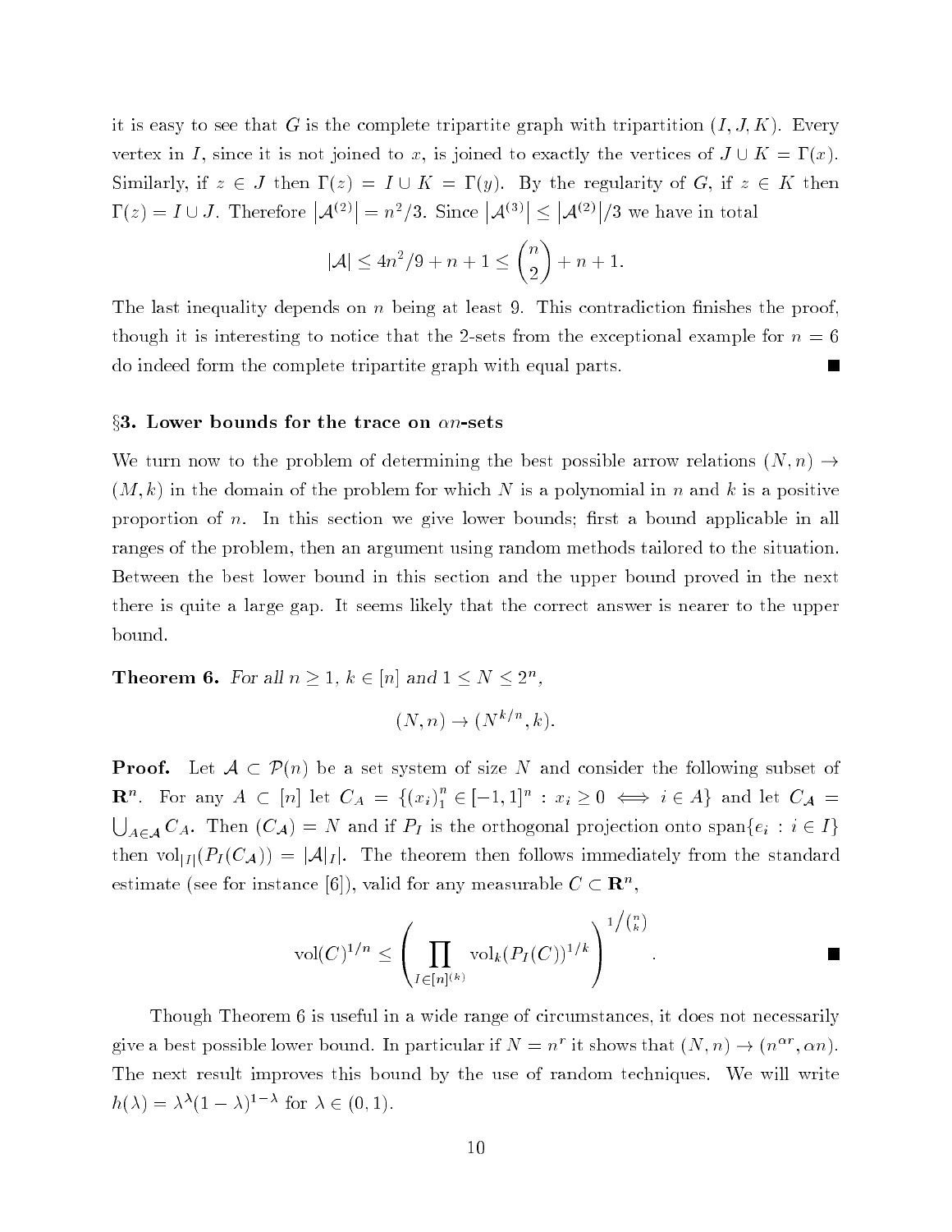it is easy to see that $G$ is the complete tripartite graph with tripartition $(I, J, K)$. Every vertex in $I$, since it is not joined to $x$, is joined to exactly the vertices of $J \cup K = \Gamma(x)$. Similarly, if $z \in J$ then $\Gamma(z) = I \cup K = \Gamma(y)$. By the regularity of $G$, if $z \in K$ then $\Gamma(z) = I \cup J$. Therefore $|\mathcal{A}^{(2)}| = n^2/3$. Since $|\mathcal{A}^{(3)}| \le |\mathcal{A}^{(2)}|/3$ we have in total

$$|\mathcal{A}| \le 4n^2/9 + n + 1 \le \binom{n}{2} + n + 1.$$

The last inequality depends on $n$ being at least 9. This contradiction finishes the proof, though it is interesting to notice that the 2-sets from the exceptional example for $n = 6$ do indeed form the complete tripartite graph with equal parts. ∎

### §3. Lower bounds for the trace on $\alpha n$-sets

We turn now to the problem of determining the best possible arrow relations $(N, n) \to (M, k)$ in the domain of the problem for which $N$ is a polynomial in $n$ and $k$ is a positive proportion of $n$. In this section we give lower bounds; first a bound applicable in all ranges of the problem, then an argument using random methods tailored to the situation. Between the best lower bound in this section and the upper bound proved in the next there is quite a large gap. It seems likely that the correct answer is nearer to the upper bound.

**Theorem 6.** *For all $n \ge 1$, $k \in [n]$ and $1 \le N \le 2^n$,*

$$(N, n) \to (N^{k/n}, k).$$

**Proof.** Let $\mathcal{A} \subset \mathcal{P}(n)$ be a set system of size $N$ and consider the following subset of $\mathbf{R}^n$. For any $A \subset [n]$ let $C_A = \{(x_i)_1^n \in [-1,1]^n : x_i \ge 0 \iff i \in A\}$ and let $C_{\mathcal{A}} = \bigcup_{A \in \mathcal{A}} C_A$. Then $(C_{\mathcal{A}}) = N$ and if $P_I$ is the orthogonal projection onto $\text{span}\{e_i : i \in I\}$ then $\text{vol}_{|I|}(P_I(C_{\mathcal{A}})) = |\mathcal{A}|_I|$. The theorem then follows immediately from the standard estimate (see for instance [6]), valid for any measurable $C \subset \mathbf{R}^n$,

$$\text{vol}(C)^{1/n} \le \left( \prod_{I \in [n]^{(k)}} \text{vol}_k(P_I(C))^{1/k} \right)^{1/\binom{n}{k}}.$$

∎

Though Theorem 6 is useful in a wide range of circumstances, it does not necessarily give a best possible lower bound. In particular if $N = n^r$ it shows that $(N, n) \to (n^{\alpha r}, \alpha n)$. The next result improves this bound by the use of random techniques. We will write $h(\lambda) = \lambda^\lambda (1-\lambda)^{1-\lambda}$ for $\lambda \in (0, 1)$.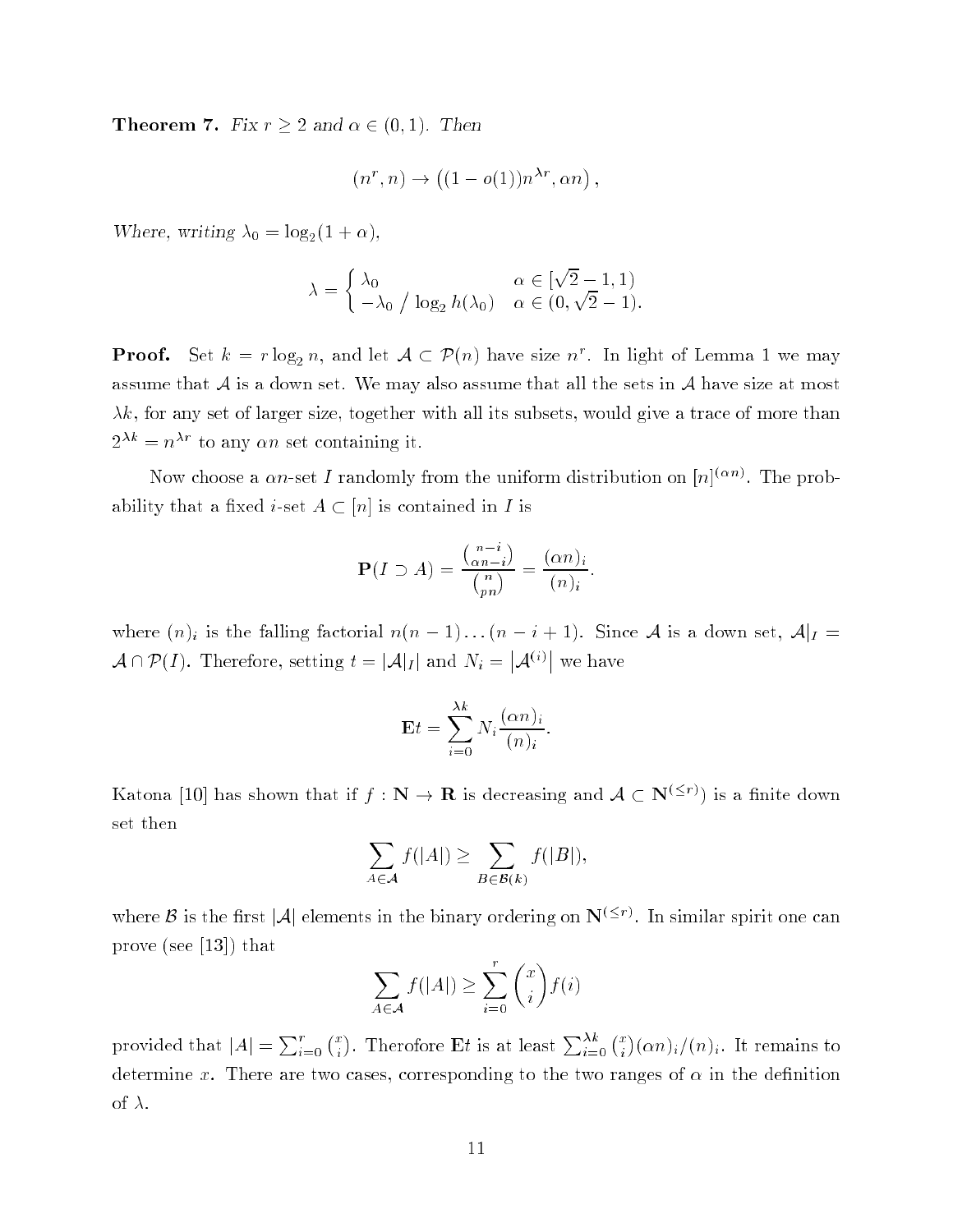**Theorem 7.** *Fix $r \geq 2$ and $\alpha \in (0, 1)$. Then*

$$(n^r, n) \to \left((1 - o(1))n^{\lambda r}, \alpha n\right),$$

*Where, writing $\lambda_0 = \log_2(1 + \alpha)$,*

$$\lambda = \begin{cases} \lambda_0 & \alpha \in [\sqrt{2} - 1, 1) \\ -\lambda_0 \;/\; \log_2 h(\lambda_0) & \alpha \in (0, \sqrt{2} - 1). \end{cases}$$

**Proof.** Set $k = r \log_2 n$, and let $\mathcal{A} \subset \mathcal{P}(n)$ have size $n^r$. In light of Lemma 1 we may assume that $\mathcal{A}$ is a down set. We may also assume that all the sets in $\mathcal{A}$ have size at most $\lambda k$, for any set of larger size, together with all its subsets, would give a trace of more than $2^{\lambda k} = n^{\lambda r}$ to any $\alpha n$ set containing it.

Now choose a $\alpha n$-set $I$ randomly from the uniform distribution on $[n]^{(\alpha n)}$. The probability that a fixed $i$-set $A \subset [n]$ is contained in $I$ is

$$\mathbf{P}(I \supset A) = \frac{\binom{n-i}{\alpha n - i}}{\binom{n}{pn}} = \frac{(\alpha n)_i}{(n)_i}.$$

where $(n)_i$ is the falling factorial $n(n-1)\dots(n-i+1)$. Since $\mathcal{A}$ is a down set, $\mathcal{A}|_I = \mathcal{A} \cap \mathcal{P}(I)$. Therefore, setting $t = |\mathcal{A}|_I|$ and $N_i = \left|\mathcal{A}^{(i)}\right|$ we have

$$\mathbf{E}t = \sum_{i=0}^{\lambda k} N_i \frac{(\alpha n)_i}{(n)_i}.$$

Katona [10] has shown that if $f : \mathbf{N} \to \mathbf{R}$ is decreasing and $\mathcal{A} \subset \mathbf{N}^{(\leq r)}$ is a finite down set then

$$\sum_{A \in \mathcal{A}} f(|A|) \geq \sum_{B \in \mathcal{B}(k)} f(|B|),$$

where $\mathcal{B}$ is the first $|\mathcal{A}|$ elements in the binary ordering on $\mathbf{N}^{(\leq r)}$. In similar spirit one can prove (see [13]) that

$$\sum_{A \in \mathcal{A}} f(|A|) \geq \sum_{i=0}^{r} \binom{x}{i} f(i)$$

provided that $|A| = \sum_{i=0}^{r} \binom{x}{i}$. Therofore $\mathbf{E}t$ is at least $\sum_{i=0}^{\lambda k} \binom{x}{i} (\alpha n)_i / (n)_i$. It remains to determine $x$. There are two cases, corresponding to the two ranges of $\alpha$ in the definition of $\lambda$.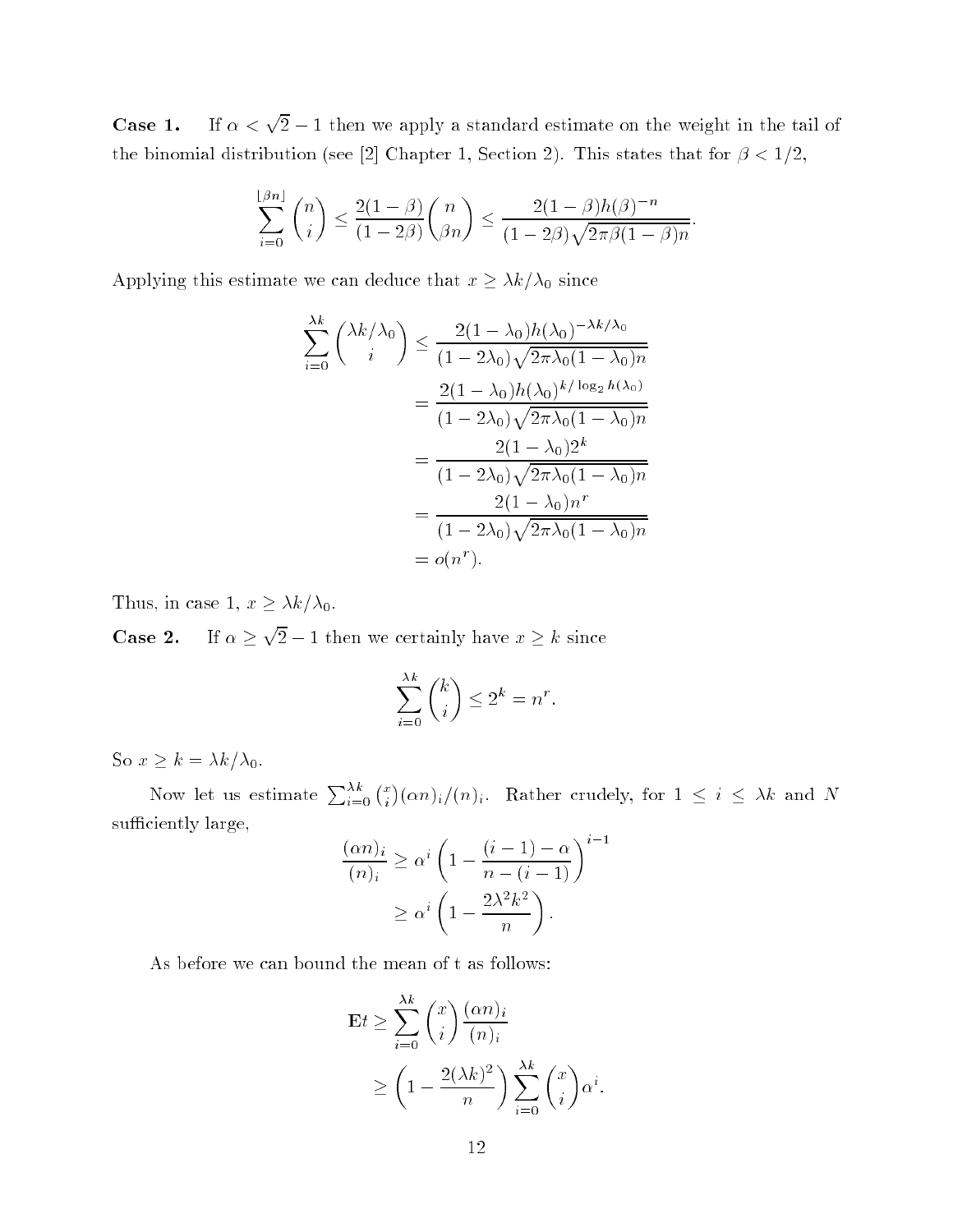**Case 1.** If $\alpha < \sqrt{2} - 1$ then we apply a standard estimate on the weight in the tail of the binomial distribution (see [2] Chapter 1, Section 2). This states that for $\beta < 1/2$,

$$\sum_{i=0}^{\lfloor \beta n \rfloor} \binom{n}{i} \leq \frac{2(1-\beta)}{(1-2\beta)} \binom{n}{\beta n} \leq \frac{2(1-\beta)h(\beta)^{-n}}{(1-2\beta)\sqrt{2\pi\beta(1-\beta)n}}.$$

Applying this estimate we can deduce that $x \geq \lambda k / \lambda_0$ since

$$\begin{aligned}
\sum_{i=0}^{\lambda k} \binom{\lambda k/\lambda_0}{i} &\leq \frac{2(1-\lambda_0)h(\lambda_0)^{-\lambda k/\lambda_0}}{(1-2\lambda_0)\sqrt{2\pi\lambda_0(1-\lambda_0)n}} \\
&= \frac{2(1-\lambda_0)h(\lambda_0)^{k/\log_2 h(\lambda_0)}}{(1-2\lambda_0)\sqrt{2\pi\lambda_0(1-\lambda_0)n}} \\
&= \frac{2(1-\lambda_0)2^k}{(1-2\lambda_0)\sqrt{2\pi\lambda_0(1-\lambda_0)n}} \\
&= \frac{2(1-\lambda_0)n^r}{(1-2\lambda_0)\sqrt{2\pi\lambda_0(1-\lambda_0)n}} \\
&= o(n^r).
\end{aligned}$$

Thus, in case 1, $x \geq \lambda k / \lambda_0$.

**Case 2.** If $\alpha \geq \sqrt{2} - 1$ then we certainly have $x \geq k$ since

$$\sum_{i=0}^{\lambda k} \binom{k}{i} \leq 2^k = n^r.$$

So $x \geq k = \lambda k / \lambda_0$.

Now let us estimate $\sum_{i=0}^{\lambda k} \binom{x}{i} (\alpha n)_i / (n)_i$. Rather crudely, for $1 \leq i \leq \lambda k$ and $N$ sufficiently large,

$$\begin{aligned}
\frac{(\alpha n)_i}{(n)_i} &\geq \alpha^i \left(1 - \frac{(i-1) - \alpha}{n - (i-1)}\right)^{i-1} \\
&\geq \alpha^i \left(1 - \frac{2\lambda^2 k^2}{n}\right).
\end{aligned}$$

As before we can bound the mean of t as follows:

$$\begin{aligned}
\mathbf{E}t &\geq \sum_{i=0}^{\lambda k} \binom{x}{i} \frac{(\alpha n)_i}{(n)_i} \\
&\geq \left(1 - \frac{2(\lambda k)^2}{n}\right) \sum_{i=0}^{\lambda k} \binom{x}{i} \alpha^i.
\end{aligned}$$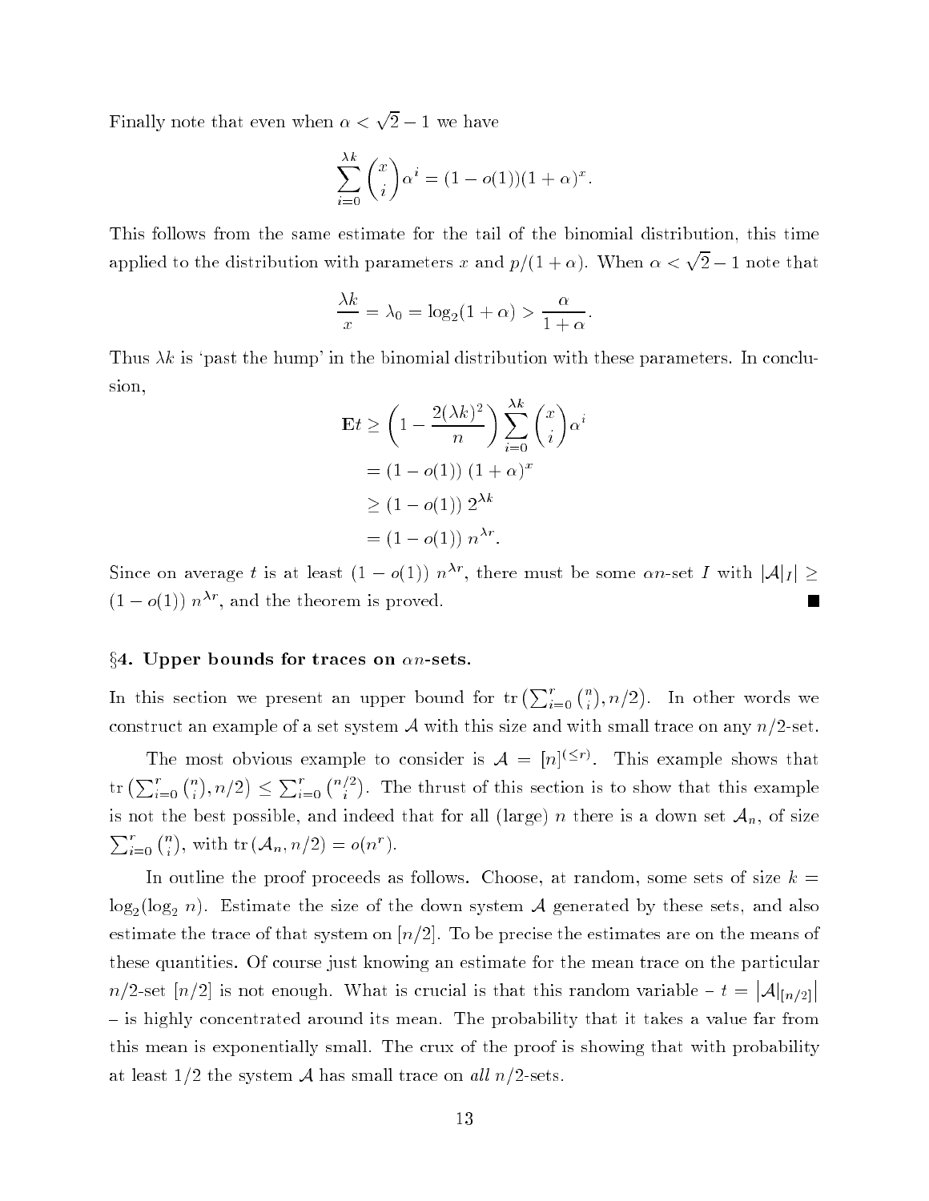Finally note that even when $\alpha < \sqrt{2} - 1$ we have

$$\sum_{i=0}^{\lambda k} \binom{x}{i} \alpha^i = (1 - o(1))(1 + \alpha)^x.$$

This follows from the same estimate for the tail of the binomial distribution, this time applied to the distribution with parameters $x$ and $p/(1+\alpha)$. When $\alpha < \sqrt{2} - 1$ note that

$$\frac{\lambda k}{x} = \lambda_0 = \log_2(1 + \alpha) > \frac{\alpha}{1 + \alpha}.$$

Thus $\lambda k$ is 'past the hump' in the binomial distribution with these parameters. In conclusion,

$$\begin{aligned}
\mathbf{E}t &\geq \left(1 - \frac{2(\lambda k)^2}{n}\right) \sum_{i=0}^{\lambda k} \binom{x}{i} \alpha^i \\
&= (1 - o(1)) \, (1 + \alpha)^x \\
&\geq (1 - o(1)) \, 2^{\lambda k} \\
&= (1 - o(1)) \, n^{\lambda r}.
\end{aligned}$$

Since on average $t$ is at least $(1 - o(1)) \, n^{\lambda r}$, there must be some $\alpha n$-set $I$ with $|\mathcal{A}|_I| \geq (1 - o(1)) \, n^{\lambda r}$, and the theorem is proved. ∎

## §4. Upper bounds for traces on $\alpha n$-sets.

In this section we present an upper bound for $\mathrm{tr}\left(\sum_{i=0}^r \binom{n}{i}, n/2\right)$. In other words we construct an example of a set system $\mathcal{A}$ with this size and with small trace on any $n/2$-set.

The most obvious example to consider is $\mathcal{A} = [n]^{(\leq r)}$. This example shows that $\mathrm{tr}\left(\sum_{i=0}^r \binom{n}{i}, n/2\right) \leq \sum_{i=0}^r \binom{n/2}{i}$. The thrust of this section is to show that this example is not the best possible, and indeed that for all (large) $n$ there is a down set $\mathcal{A}_n$, of size $\sum_{i=0}^r \binom{n}{i}$, with $\mathrm{tr}\,(\mathcal{A}_n, n/2) = o(n^r)$.

In outline the proof proceeds as follows. Choose, at random, some sets of size $k = \log_2(\log_2 n)$. Estimate the size of the down system $\mathcal{A}$ generated by these sets, and also estimate the trace of that system on $[n/2]$. To be precise the estimates are on the means of these quantities. Of course just knowing an estimate for the mean trace on the particular $n/2$-set $[n/2]$ is not enough. What is crucial is that this random variable – $t = \left|\mathcal{A}|_{[n/2]}\right|$ – is highly concentrated around its mean. The probability that it takes a value far from this mean is exponentially small. The crux of the proof is showing that with probability at least $1/2$ the system $\mathcal{A}$ has small trace on *all* $n/2$-sets.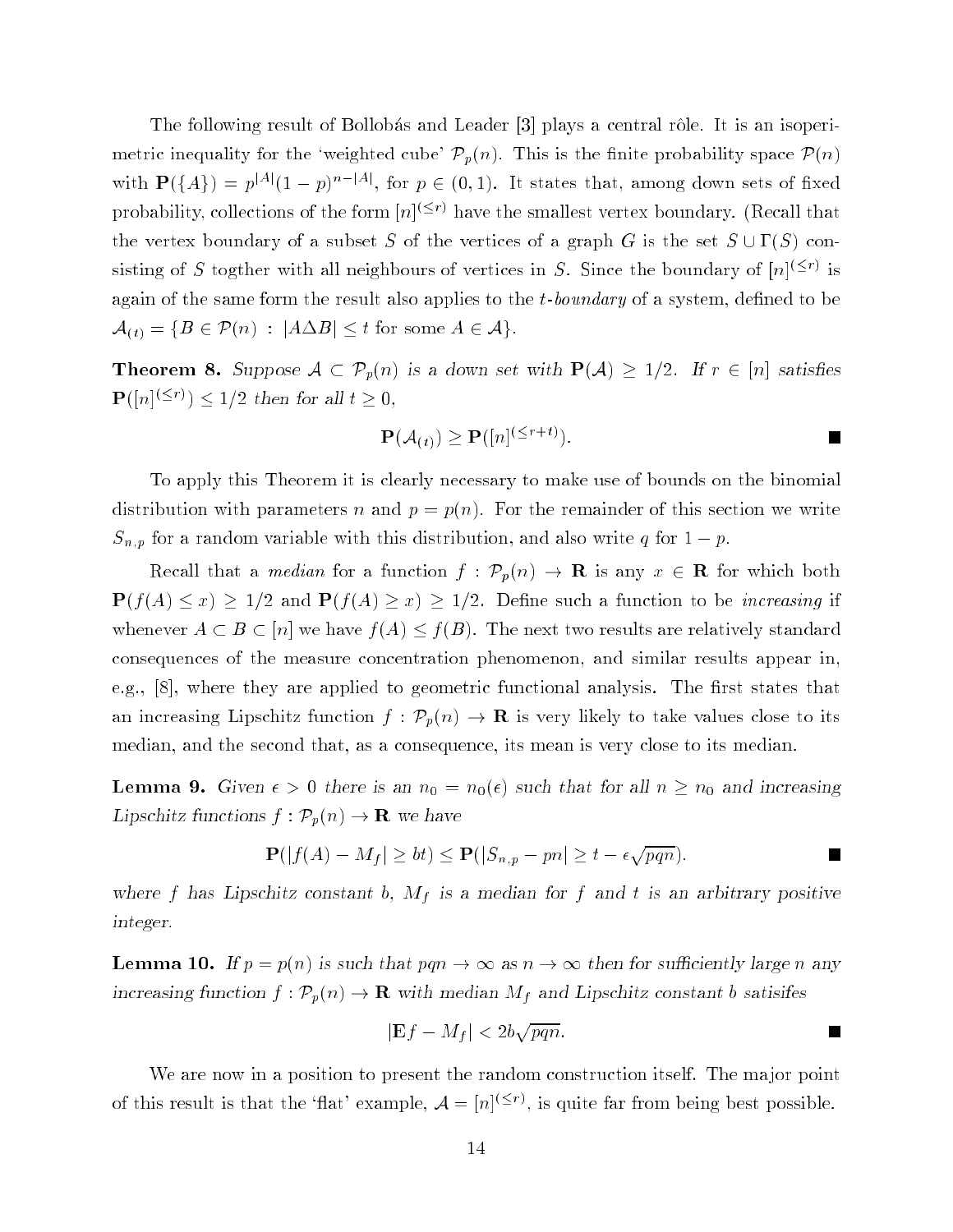The following result of Bollobás and Leader [3] plays a central rôle. It is an isoperimetric inequality for the 'weighted cube' $\mathcal{P}_p(n)$. This is the finite probability space $\mathcal{P}(n)$ with $\mathbf{P}(\{A\}) = p^{|A|}(1-p)^{n-|A|}$, for $p \in (0,1)$. It states that, among down sets of fixed probability, collections of the form $[n]^{(\leq r)}$ have the smallest vertex boundary. (Recall that the vertex boundary of a subset $S$ of the vertices of a graph $G$ is the set $S \cup \Gamma(S)$ consisting of $S$ togther with all neighbours of vertices in $S$. Since the boundary of $[n]^{(\leq r)}$ is again of the same form the result also applies to the *$t$-boundary* of a system, defined to be $\mathcal{A}_{(t)} = \{B \in \mathcal{P}(n) \,:\, |A \Delta B| \leq t \text{ for some } A \in \mathcal{A}\}$.

**Theorem 8.** *Suppose $\mathcal{A} \subset \mathcal{P}_p(n)$ is a down set with $\mathbf{P}(\mathcal{A}) \geq 1/2$. If $r \in [n]$ satisfies $\mathbf{P}([n]^{(\leq r)}) \leq 1/2$ then for all $t \geq 0$,*

$$\mathbf{P}(\mathcal{A}_{(t)}) \geq \mathbf{P}([n]^{(\leq r+t)}).$$

∎

To apply this Theorem it is clearly necessary to make use of bounds on the binomial distribution with parameters $n$ and $p = p(n)$. For the remainder of this section we write $S_{n,p}$ for a random variable with this distribution, and also write $q$ for $1-p$.

Recall that a *median* for a function $f : \mathcal{P}_p(n) \to \mathbf{R}$ is any $x \in \mathbf{R}$ for which both $\mathbf{P}(f(A) \leq x) \geq 1/2$ and $\mathbf{P}(f(A) \geq x) \geq 1/2$. Define such a function to be *increasing* if whenever $A \subset B \subset [n]$ we have $f(A) \leq f(B)$. The next two results are relatively standard consequences of the measure concentration phenomenon, and similar results appear in, e.g., [8], where they are applied to geometric functional analysis. The first states that an increasing Lipschitz function $f : \mathcal{P}_p(n) \to \mathbf{R}$ is very likely to take values close to its median, and the second that, as a consequence, its mean is very close to its median.

**Lemma 9.** *Given $\epsilon > 0$ there is an $n_0 = n_0(\epsilon)$ such that for all $n \geq n_0$ and increasing Lipschitz functions $f : \mathcal{P}_p(n) \to \mathbf{R}$ we have*

$$\mathbf{P}(|f(A) - M_f| \geq bt) \leq \mathbf{P}(|S_{n,p} - pn| \geq t - \epsilon\sqrt{pqn}).$$

∎

*where $f$ has Lipschitz constant $b$, $M_f$ is a median for $f$ and $t$ is an arbitrary positive integer.*

**Lemma 10.** *If $p = p(n)$ is such that $pqn \to \infty$ as $n \to \infty$ then for sufficiently large $n$ any increasing function $f : \mathcal{P}_p(n) \to \mathbf{R}$ with median $M_f$ and Lipschitz constant $b$ satisifes*

$$|\mathbf{E}f - M_f| < 2b\sqrt{pqn}.$$

∎

We are now in a position to present the random construction itself. The major point of this result is that the 'flat' example, $\mathcal{A} = [n]^{(\leq r)}$, is quite far from being best possible.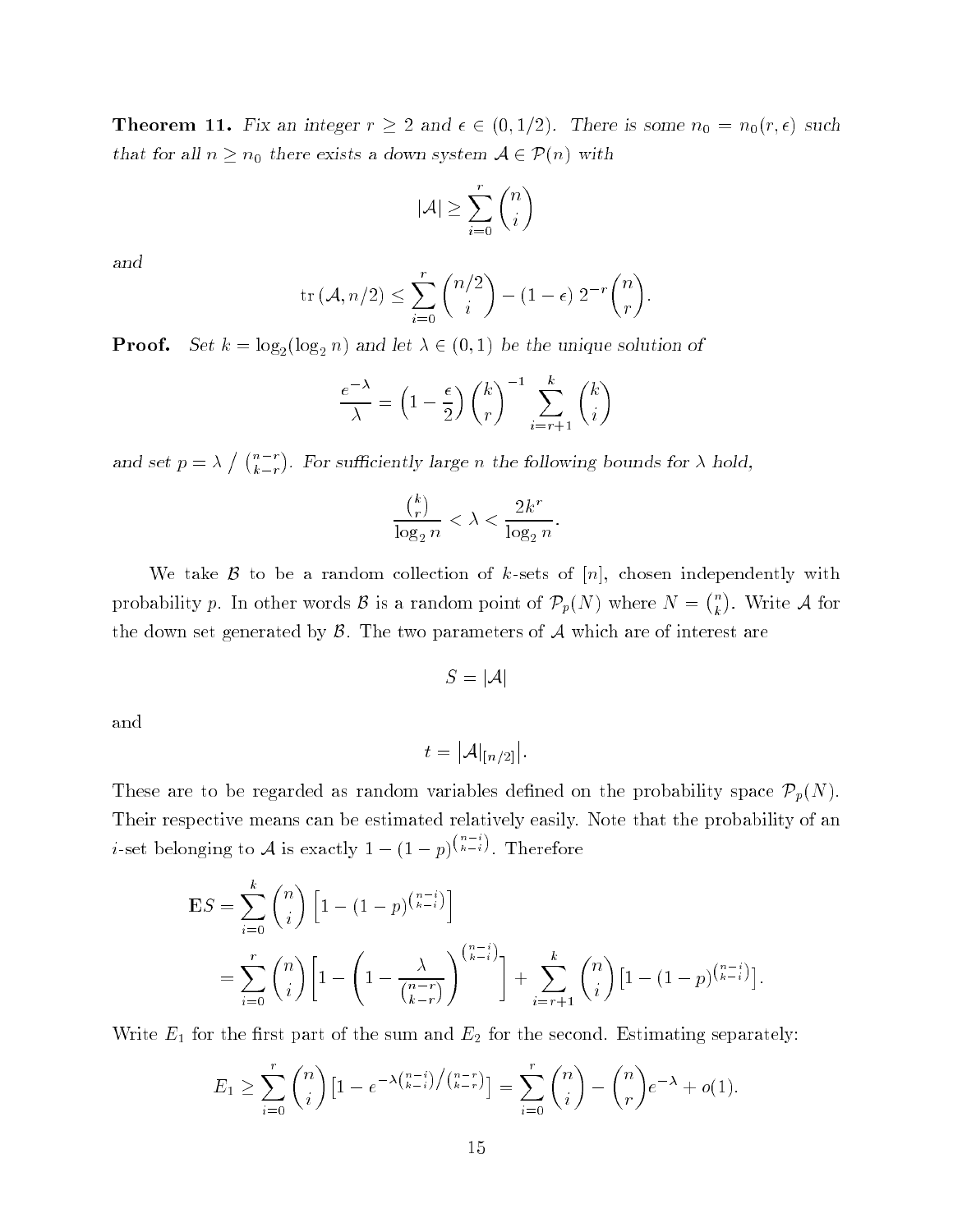**Theorem 11.** *Fix an integer $r \geq 2$ and $\epsilon \in (0, 1/2)$. There is some $n_0 = n_0(r, \epsilon)$ such that for all $n \geq n_0$ there exists a down system $\mathcal{A} \in \mathcal{P}(n)$ with*

$$|\mathcal{A}| \geq \sum_{i=0}^{r} \binom{n}{i}$$

*and*

$$\operatorname{tr}(\mathcal{A}, n/2) \leq \sum_{i=0}^{r} \binom{n/2}{i} - (1-\epsilon)\, 2^{-r} \binom{n}{r}.$$

**Proof.** Set $k = \log_2(\log_2 n)$ and let $\lambda \in (0, 1)$ be the unique solution of

$$\frac{e^{-\lambda}}{\lambda} = \left(1 - \frac{\epsilon}{2}\right) \binom{k}{r}^{-1} \sum_{i=r+1}^{k} \binom{k}{i}$$

and set $p = \lambda \,\big/ \binom{n-r}{k-r}$. For sufficiently large $n$ the following bounds for $\lambda$ hold,

$$\frac{\binom{k}{r}}{\log_2 n} < \lambda < \frac{2k^r}{\log_2 n}.$$

We take $\mathcal{B}$ to be a random collection of $k$-sets of $[n]$, chosen independently with probability $p$. In other words $\mathcal{B}$ is a random point of $\mathcal{P}_p(N)$ where $N = \binom{n}{k}$. Write $\mathcal{A}$ for the down set generated by $\mathcal{B}$. The two parameters of $\mathcal{A}$ which are of interest are

$$S = |\mathcal{A}|$$

and

$$t = \big|\mathcal{A}|_{[n/2]}\big|.$$

These are to be regarded as random variables defined on the probability space $\mathcal{P}_p(N)$. Their respective means can be estimated relatively easily. Note that the probability of an $i$-set belonging to $\mathcal{A}$ is exactly $1 - (1-p)^{\binom{n-i}{k-i}}$. Therefore

$$\begin{aligned}
\mathbf{E}S &= \sum_{i=0}^{k} \binom{n}{i} \left[1 - (1-p)^{\binom{n-i}{k-i}}\right] \\
&= \sum_{i=0}^{r} \binom{n}{i} \left[1 - \left(1 - \frac{\lambda}{\binom{n-r}{k-r}}\right)^{\binom{n-i}{k-i}}\right] + \sum_{i=r+1}^{k} \binom{n}{i} \left[1 - (1-p)^{\binom{n-i}{k-i}}\right].
\end{aligned}$$

Write $E_1$ for the first part of the sum and $E_2$ for the second. Estimating separately:

$$E_1 \geq \sum_{i=0}^{r} \binom{n}{i} \left[1 - e^{-\lambda \binom{n-i}{k-i} / \binom{n-r}{k-r}}\right] = \sum_{i=0}^{r} \binom{n}{i} - \binom{n}{r} e^{-\lambda} + o(1).$$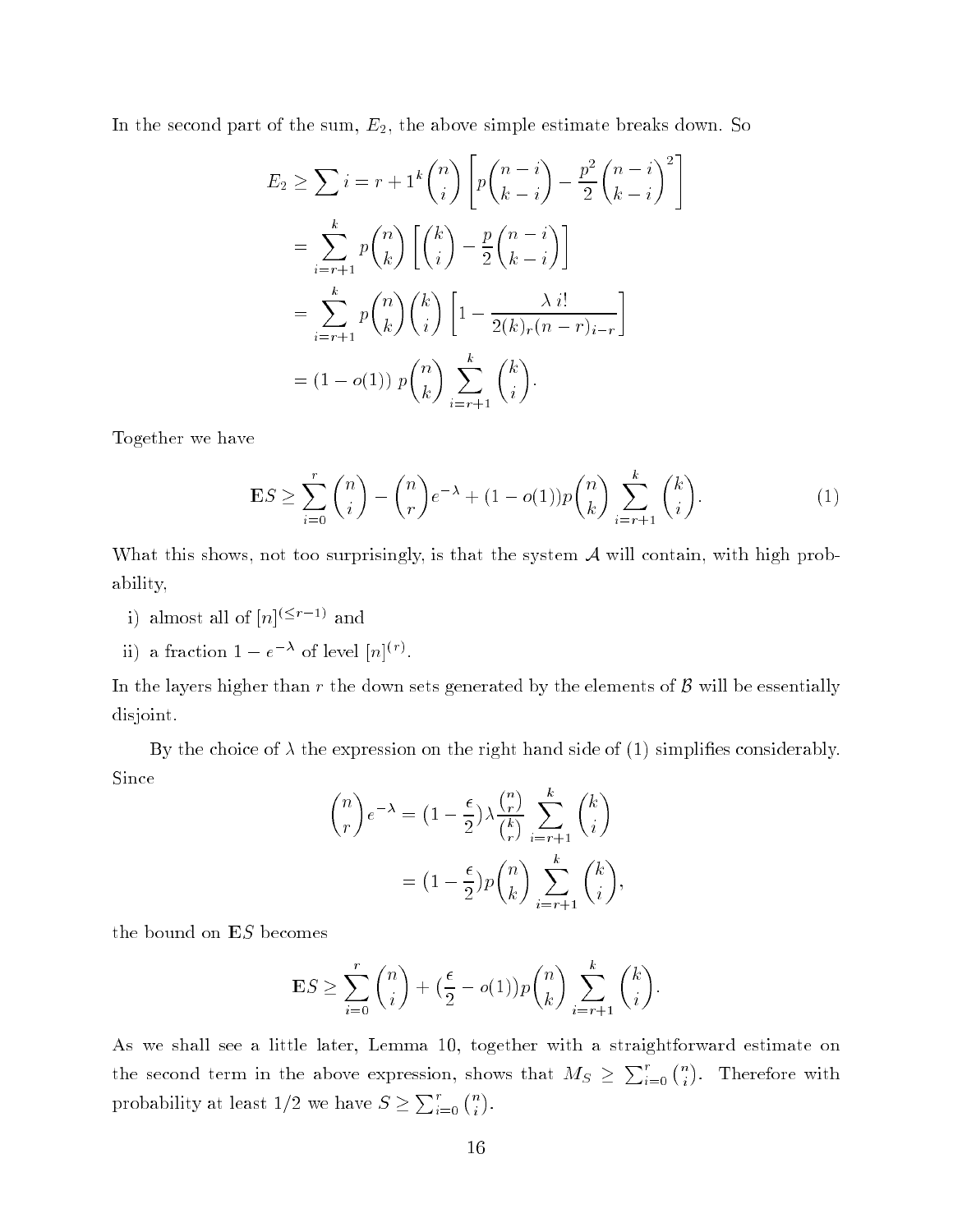In the second part of the sum, $E_2$, the above simple estimate breaks down. So

$$
\begin{aligned}
E_2 &\geq \sum i = r + 1^k \binom{n}{i} \left[ p\binom{n-i}{k-i} - \frac{p^2}{2}\binom{n-i}{k-i}^2 \right] \\
&= \sum_{i=r+1}^{k} p\binom{n}{k} \left[ \binom{k}{i} - \frac{p}{2}\binom{n-i}{k-i} \right] \\
&= \sum_{i=r+1}^{k} p\binom{n}{k}\binom{k}{i} \left[ 1 - \frac{\lambda \, i!}{2(k)_r (n-r)_{i-r}} \right] \\
&= (1 - o(1))\, p\binom{n}{k} \sum_{i=r+1}^{k} \binom{k}{i}.
\end{aligned}
$$

Together we have

$$
\mathbf{E}S \geq \sum_{i=0}^{r} \binom{n}{i} - \binom{n}{r} e^{-\lambda} + (1 - o(1)) p \binom{n}{k} \sum_{i=r+1}^{k} \binom{k}{i}. \tag{1}
$$

What this shows, not too surprisingly, is that the system $\mathcal{A}$ will contain, with high probability,

i) almost all of $[n]^{(\leq r-1)}$ and

ii) a fraction $1 - e^{-\lambda}$ of level $[n]^{(r)}$.

In the layers higher than $r$ the down sets generated by the elements of $\mathcal{B}$ will be essentially disjoint.

By the choice of $\lambda$ the expression on the right hand side of (1) simplifies considerably. Since

$$
\begin{aligned}
\binom{n}{r} e^{-\lambda} &= (1 - \frac{\epsilon}{2}) \lambda \frac{\binom{n}{r}}{\binom{k}{r}} \sum_{i=r+1}^{k} \binom{k}{i} \\
&= (1 - \frac{\epsilon}{2}) p \binom{n}{k} \sum_{i=r+1}^{k} \binom{k}{i},
\end{aligned}
$$

the bound on $\mathbf{E}S$ becomes

$$
\mathbf{E}S \geq \sum_{i=0}^{r} \binom{n}{i} + (\frac{\epsilon}{2} - o(1)) p \binom{n}{k} \sum_{i=r+1}^{k} \binom{k}{i}.
$$

As we shall see a little later, Lemma 10, together with a straightforward estimate on the second term in the above expression, shows that $M_S \geq \sum_{i=0}^{r} \binom{n}{i}$. Therefore with probability at least 1/2 we have $S \geq \sum_{i=0}^{r} \binom{n}{i}$.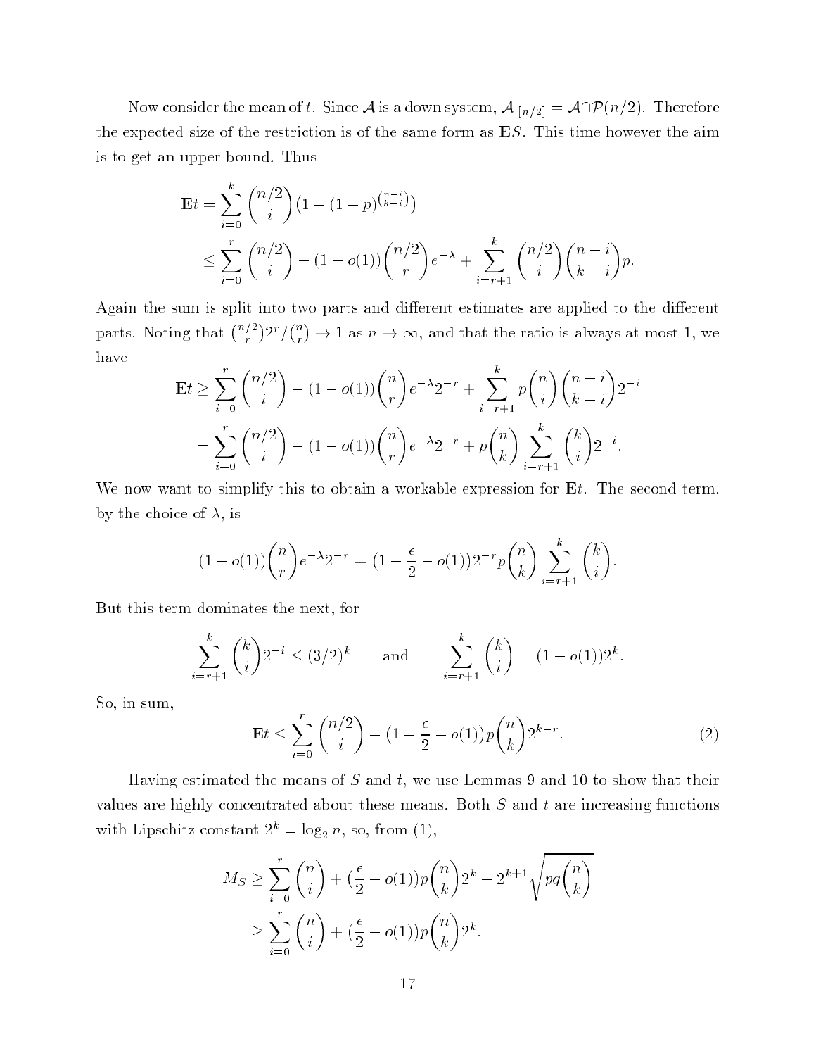Now consider the mean of $t$. Since $\mathcal{A}$ is a down system, $\mathcal{A}|_{[n/2]} = \mathcal{A} \cap \mathcal{P}(n/2)$. Therefore the expected size of the restriction is of the same form as $\mathbf{E}S$. This time however the aim is to get an upper bound. Thus

$$\begin{aligned}
\mathbf{E}t &= \sum_{i=0}^{k} \binom{n/2}{i} \left(1 - (1-p)^{\binom{n-i}{k-i}}\right) \\
&\leq \sum_{i=0}^{r} \binom{n/2}{i} - (1 - o(1)) \binom{n/2}{r} e^{-\lambda} + \sum_{i=r+1}^{k} \binom{n/2}{i} \binom{n-i}{k-i} p.
\end{aligned}$$

Again the sum is split into two parts and different estimates are applied to the different parts. Noting that $\binom{n/2}{r} 2^r / \binom{n}{r} \to 1$ as $n \to \infty$, and that the ratio is always at most 1, we have

$$\begin{aligned}
\mathbf{E}t &\geq \sum_{i=0}^{r} \binom{n/2}{i} - (1 - o(1)) \binom{n}{r} e^{-\lambda} 2^{-r} + \sum_{i=r+1}^{k} p \binom{n}{i} \binom{n-i}{k-i} 2^{-i} \\
&= \sum_{i=0}^{r} \binom{n/2}{i} - (1 - o(1)) \binom{n}{r} e^{-\lambda} 2^{-r} + p \binom{n}{k} \sum_{i=r+1}^{k} \binom{k}{i} 2^{-i}.
\end{aligned}$$

We now want to simplify this to obtain a workable expression for $\mathbf{E}t$. The second term, by the choice of $\lambda$, is

$$(1 - o(1)) \binom{n}{r} e^{-\lambda} 2^{-r} = \left(1 - \frac{\epsilon}{2} - o(1)\right) 2^{-r} p \binom{n}{k} \sum_{i=r+1}^{k} \binom{k}{i}.$$

But this term dominates the next, for

$$\sum_{i=r+1}^{k} \binom{k}{i} 2^{-i} \leq (3/2)^k \qquad \text{and} \qquad \sum_{i=r+1}^{k} \binom{k}{i} = (1 - o(1)) 2^k.$$

So, in sum,

$$\mathbf{E}t \leq \sum_{i=0}^{r} \binom{n/2}{i} - \left(1 - \frac{\epsilon}{2} - o(1)\right) p \binom{n}{k} 2^{k-r}. \tag{2}$$

Having estimated the means of $S$ and $t$, we use Lemmas 9 and 10 to show that their values are highly concentrated about these means. Both $S$ and $t$ are increasing functions with Lipschitz constant $2^k = \log_2 n$, so, from (1),

$$\begin{aligned}
M_S &\geq \sum_{i=0}^{r} \binom{n}{i} + \left(\frac{\epsilon}{2} - o(1)\right) p \binom{n}{k} 2^k - 2^{k+1} \sqrt{pq \binom{n}{k}} \\
&\geq \sum_{i=0}^{r} \binom{n}{i} + \left(\frac{\epsilon}{2} - o(1)\right) p \binom{n}{k} 2^k.
\end{aligned}$$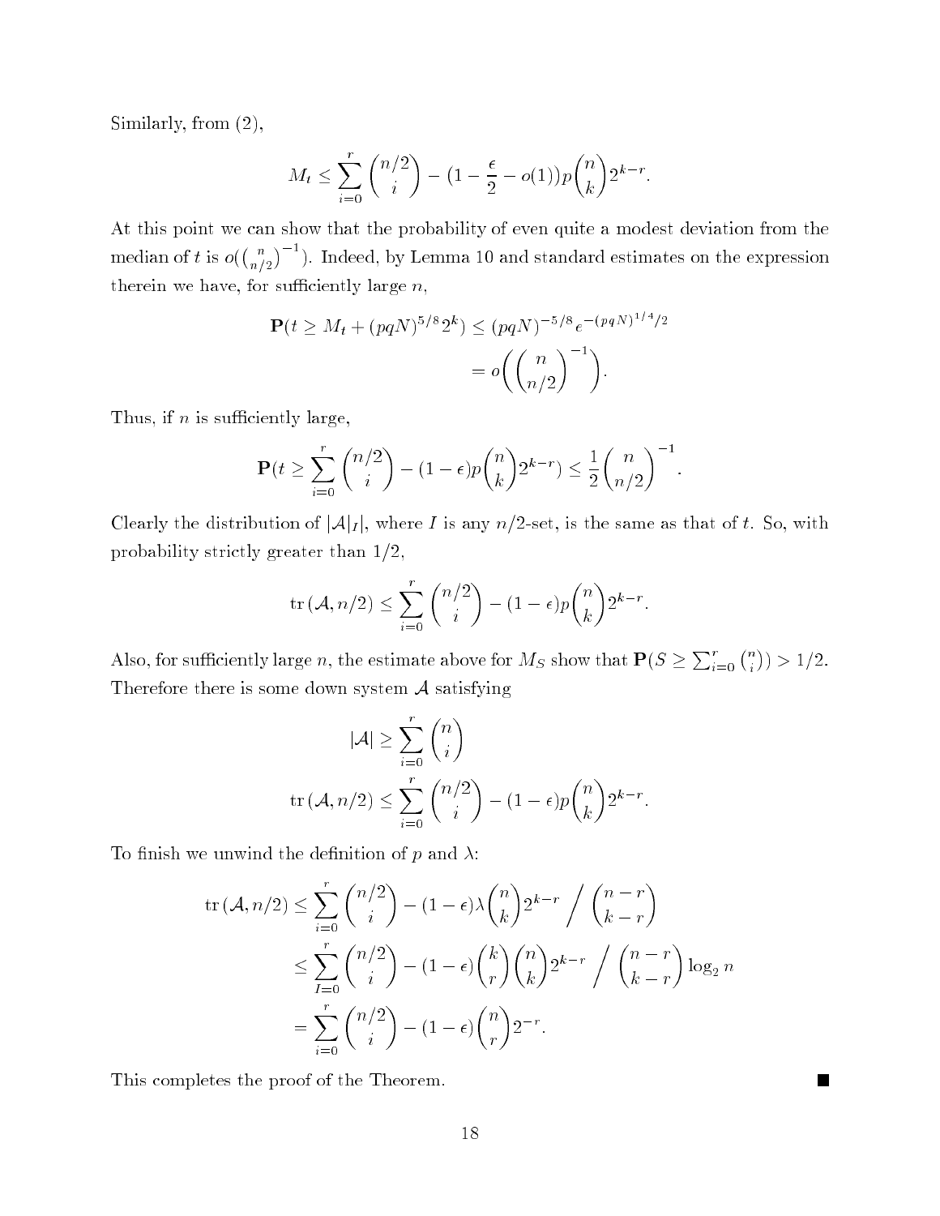Similarly, from (2),

$$M_t \leq \sum_{i=0}^{r} \binom{n/2}{i} - (1 - \frac{\epsilon}{2} - o(1))p\binom{n}{k}2^{k-r}.$$

At this point we can show that the probability of even quite a modest deviation from the median of $t$ is $o(\binom{n}{n/2}^{-1})$. Indeed, by Lemma 10 and standard estimates on the expression therein we have, for sufficiently large $n$,

$$\begin{aligned}
\mathbf{P}(t \geq M_t + (pqN)^{5/8}2^k) &\leq (pqN)^{-5/8}e^{-(pqN)^{1/4}/2} \\
&= o\Big(\binom{n}{n/2}^{-1}\Big).
\end{aligned}$$

Thus, if $n$ is sufficiently large,

$$\mathbf{P}(t \geq \sum_{i=0}^{r} \binom{n/2}{i} - (1-\epsilon)p\binom{n}{k}2^{k-r}) \leq \frac{1}{2}\binom{n}{n/2}^{-1}.$$

Clearly the distribution of $|\mathcal{A}|_I|$, where $I$ is any $n/2$-set, is the same as that of $t$. So, with probability strictly greater than $1/2$,

$$\operatorname{tr}(\mathcal{A}, n/2) \leq \sum_{i=0}^{r} \binom{n/2}{i} - (1-\epsilon)p\binom{n}{k}2^{k-r}.$$

Also, for sufficiently large $n$, the estimate above for $M_S$ show that $\mathbf{P}(S \geq \sum_{i=0}^{r}\binom{n}{i}) > 1/2$. Therefore there is some down system $\mathcal{A}$ satisfying

$$\begin{aligned}
|\mathcal{A}| &\geq \sum_{i=0}^{r} \binom{n}{i} \\
\operatorname{tr}(\mathcal{A}, n/2) &\leq \sum_{i=0}^{r} \binom{n/2}{i} - (1-\epsilon)p\binom{n}{k}2^{k-r}.
\end{aligned}$$

To finish we unwind the definition of $p$ and $\lambda$:

$$\begin{aligned}
\operatorname{tr}(\mathcal{A}, n/2) &\leq \sum_{i=0}^{r} \binom{n/2}{i} - (1-\epsilon)\lambda\binom{n}{k}2^{k-r} \Big/ \binom{n-r}{k-r} \\
&\leq \sum_{I=0}^{r} \binom{n/2}{i} - (1-\epsilon)\binom{k}{r}\binom{n}{k}2^{k-r} \Big/ \binom{n-r}{k-r}\log_2 n \\
&= \sum_{i=0}^{r} \binom{n/2}{i} - (1-\epsilon)\binom{n}{r}2^{-r}.
\end{aligned}$$

This completes the proof of the Theorem. ∎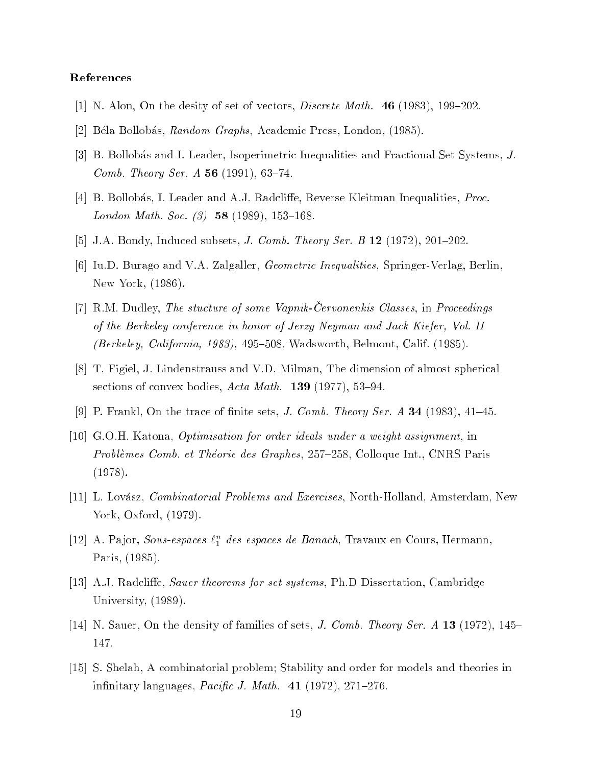#### References

[1] N. Alon, On the desity of set of vectors, *Discrete Math.* **46** (1983), 199–202.

[2] Béla Bollobás, *Random Graphs*, Academic Press, London, (1985).

[3] B. Bollobás and I. Leader, Isoperimetric Inequalities and Fractional Set Systems, *J. Comb. Theory Ser. A* **56** (1991), 63–74.

[4] B. Bollobás, I. Leader and A.J. Radcliffe, Reverse Kleitman Inequalities, *Proc. London Math. Soc. (3)* **58** (1989), 153–168.

[5] J.A. Bondy, Induced subsets, *J. Comb. Theory Ser. B* **12** (1972), 201–202.

[6] Iu.D. Burago and V.A. Zalgaller, *Geometric Inequalities*, Springer-Verlag, Berlin, New York, (1986).

[7] R.M. Dudley, *The stucture of some Vapnik-Červonenkis Classes*, in *Proceedings of the Berkeley conference in honor of Jerzy Neyman and Jack Kiefer, Vol. II (Berkeley, California, 1983)*, 495–508, Wadsworth, Belmont, Calif. (1985).

[8] T. Figiel, J. Lindenstrauss and V.D. Milman, The dimension of almost spherical sections of convex bodies, *Acta Math.* **139** (1977), 53–94.

[9] P. Frankl, On the trace of finite sets, *J. Comb. Theory Ser. A* **34** (1983), 41–45.

[10] G.O.H. Katona, *Optimisation for order ideals under a weight assignment*, in *Problèmes Comb. et Théorie des Graphes*, 257–258, Colloque Int., CNRS Paris (1978).

[11] L. Lovász, *Combinatorial Problems and Exercises*, North-Holland, Amsterdam, New York, Oxford, (1979).

[12] A. Pajor, *Sous-espaces $\ell_1^n$ des espaces de Banach*, Travaux en Cours, Hermann, Paris, (1985).

[13] A.J. Radcliffe, *Sauer theorems for set systems*, Ph.D Dissertation, Cambridge University, (1989).

[14] N. Sauer, On the density of families of sets, *J. Comb. Theory Ser. A* **13** (1972), 145–147.

[15] S. Shelah, A combinatorial problem; Stability and order for models and theories in infinitary languages, *Pacific J. Math.* **41** (1972), 271–276.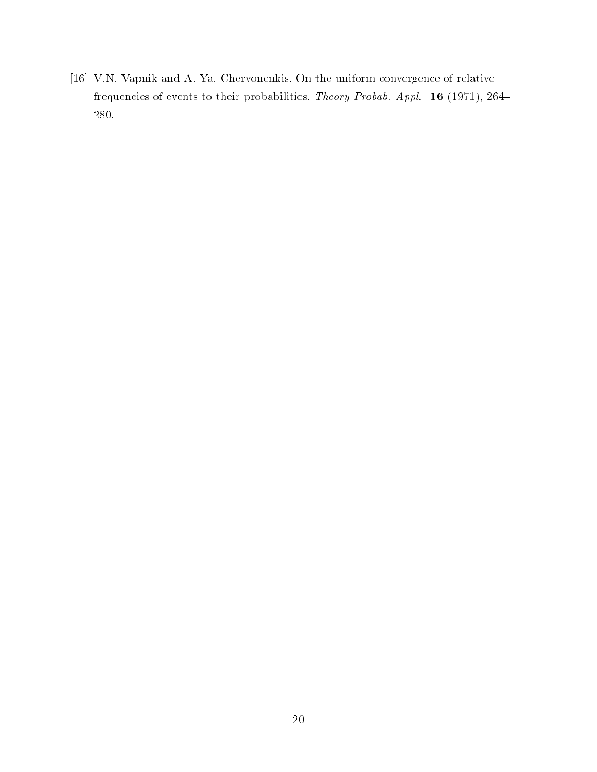[16] V.N. Vapnik and A. Ya. Chervonenkis, On the uniform convergence of relative frequencies of events to their probabilities, *Theory Probab. Appl.* **16** (1971), 264–280.